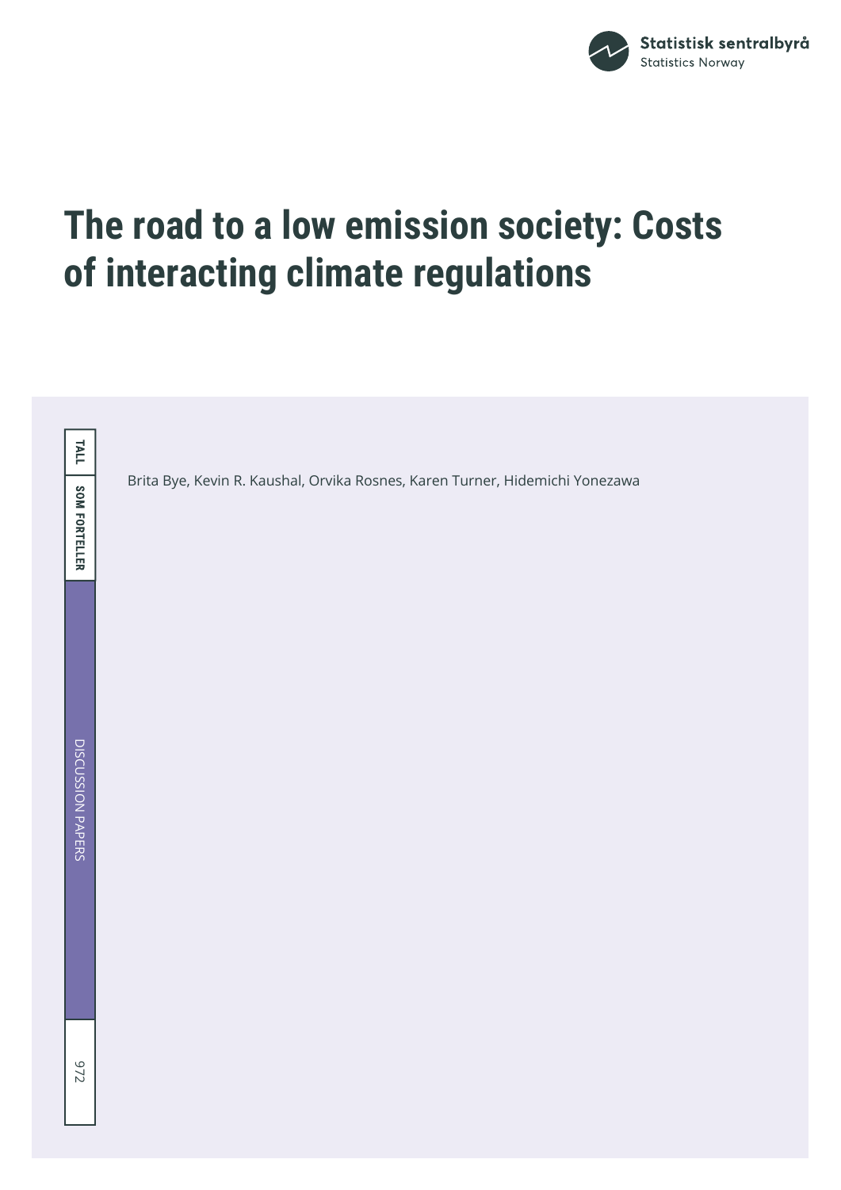Statistisk sentralbyrå
Statistics Norway

# The road to a low emission society: Costs of interacting climate regulations

TALL SOM FORTELLER

Brita Bye, Kevin R. Kaushal, Orvika Rosnes, Karen Turner, Hidemichi Yonezawa

DISCUSSION PAPERS

972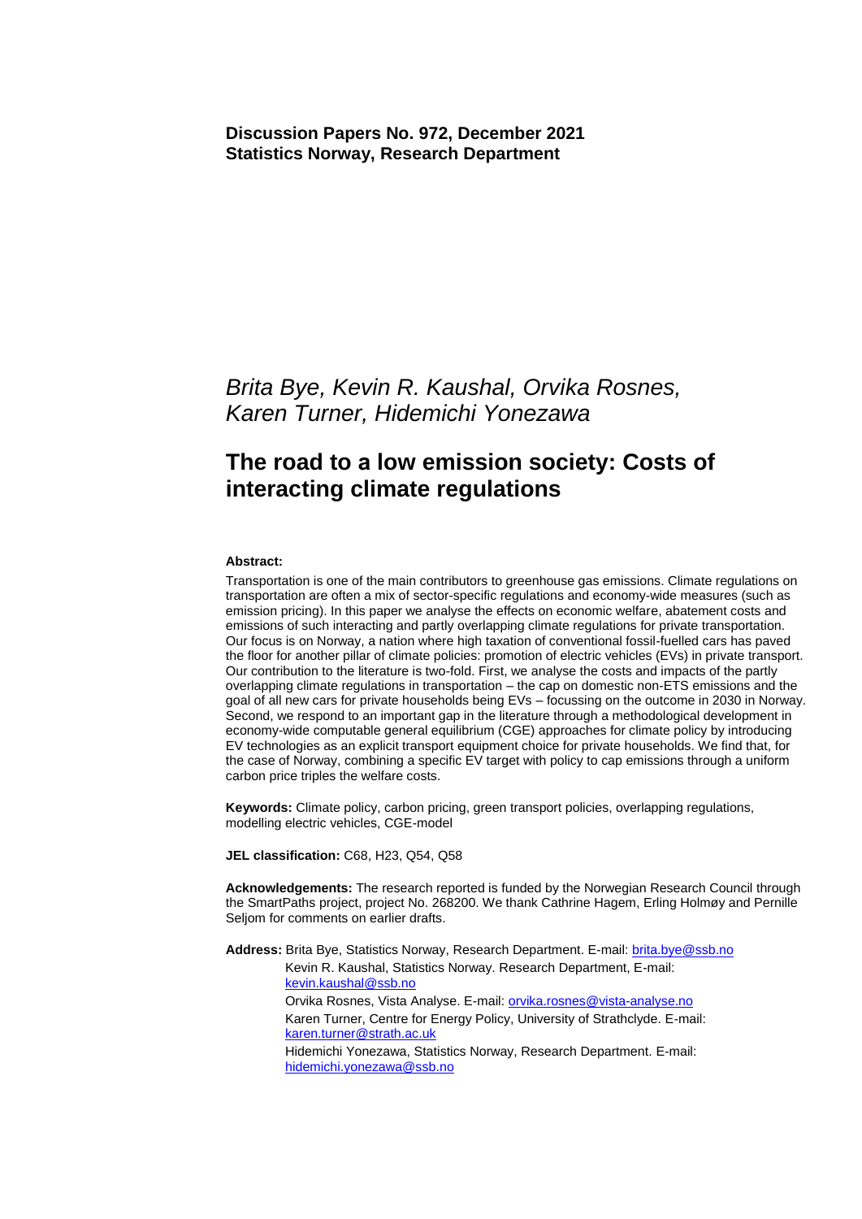**Discussion Papers No. 972, December 2021**
**Statistics Norway, Research Department**

*Brita Bye, Kevin R. Kaushal, Orvika Rosnes, Karen Turner, Hidemichi Yonezawa*

# The road to a low emission society: Costs of interacting climate regulations

**Abstract:**

Transportation is one of the main contributors to greenhouse gas emissions. Climate regulations on transportation are often a mix of sector-specific regulations and economy-wide measures (such as emission pricing). In this paper we analyse the effects on economic welfare, abatement costs and emissions of such interacting and partly overlapping climate regulations for private transportation. Our focus is on Norway, a nation where high taxation of conventional fossil-fuelled cars has paved the floor for another pillar of climate policies: promotion of electric vehicles (EVs) in private transport. Our contribution to the literature is two-fold. First, we analyse the costs and impacts of the partly overlapping climate regulations in transportation – the cap on domestic non-ETS emissions and the goal of all new cars for private households being EVs – focussing on the outcome in 2030 in Norway. Second, we respond to an important gap in the literature through a methodological development in economy-wide computable general equilibrium (CGE) approaches for climate policy by introducing EV technologies as an explicit transport equipment choice for private households. We find that, for the case of Norway, combining a specific EV target with policy to cap emissions through a uniform carbon price triples the welfare costs.

**Keywords:** Climate policy, carbon pricing, green transport policies, overlapping regulations, modelling electric vehicles, CGE-model

**JEL classification:** C68, H23, Q54, Q58

**Acknowledgements:** The research reported is funded by the Norwegian Research Council through the SmartPaths project, project No. 268200. We thank Cathrine Hagem, Erling Holmøy and Pernille Seljom for comments on earlier drafts.

**Address:** Brita Bye, Statistics Norway, Research Department. E-mail: brita.bye@ssb.no
Kevin R. Kaushal, Statistics Norway. Research Department, E-mail: kevin.kaushal@ssb.no
Orvika Rosnes, Vista Analyse. E-mail: orvika.rosnes@vista-analyse.no
Karen Turner, Centre for Energy Policy, University of Strathclyde. E-mail: karen.turner@strath.ac.uk
Hidemichi Yonezawa, Statistics Norway, Research Department. E-mail: hidemichi.yonezawa@ssb.no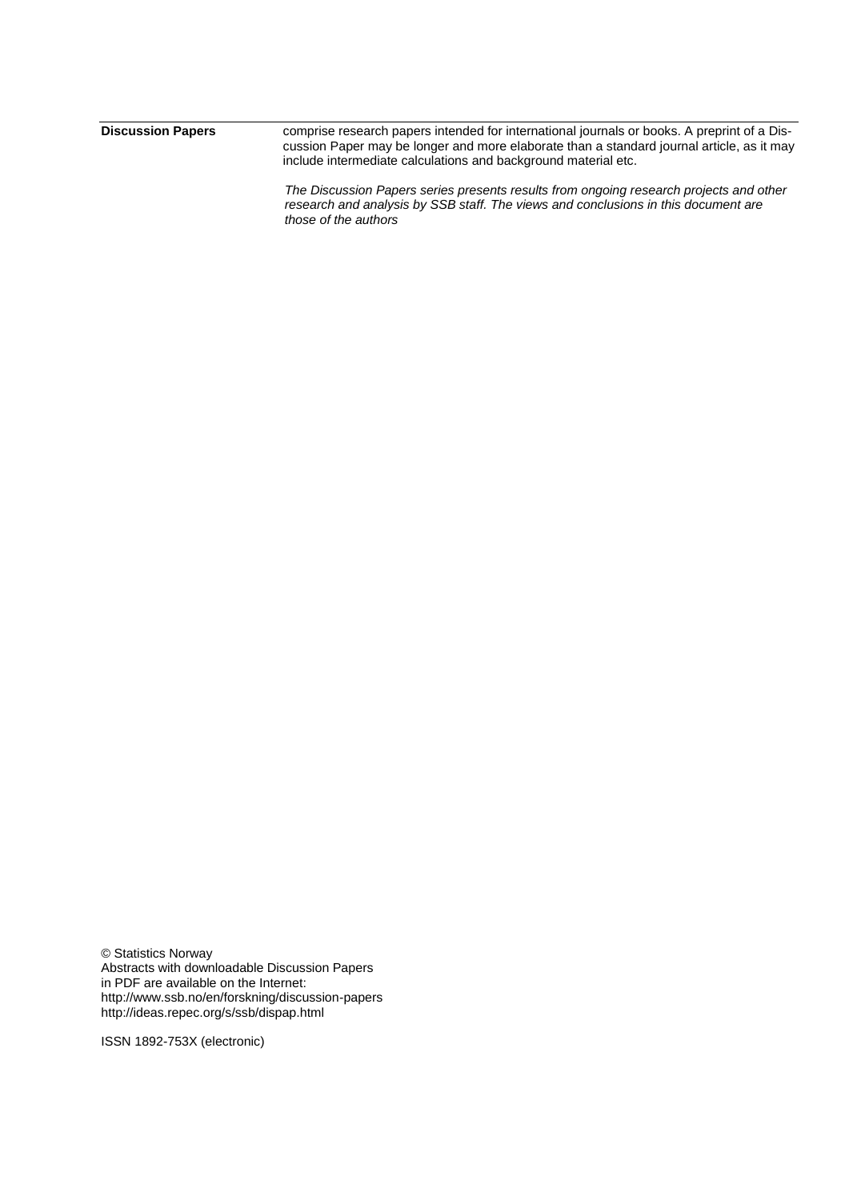**Discussion Papers** comprise research papers intended for international journals or books. A preprint of a Discussion Paper may be longer and more elaborate than a standard journal article, as it may include intermediate calculations and background material etc.

*The Discussion Papers series presents results from ongoing research projects and other research and analysis by SSB staff. The views and conclusions in this document are those of the authors*

© Statistics Norway
Abstracts with downloadable Discussion Papers in PDF are available on the Internet:
http://www.ssb.no/en/forskning/discussion-papers
http://ideas.repec.org/s/ssb/dispap.html

ISSN 1892-753X (electronic)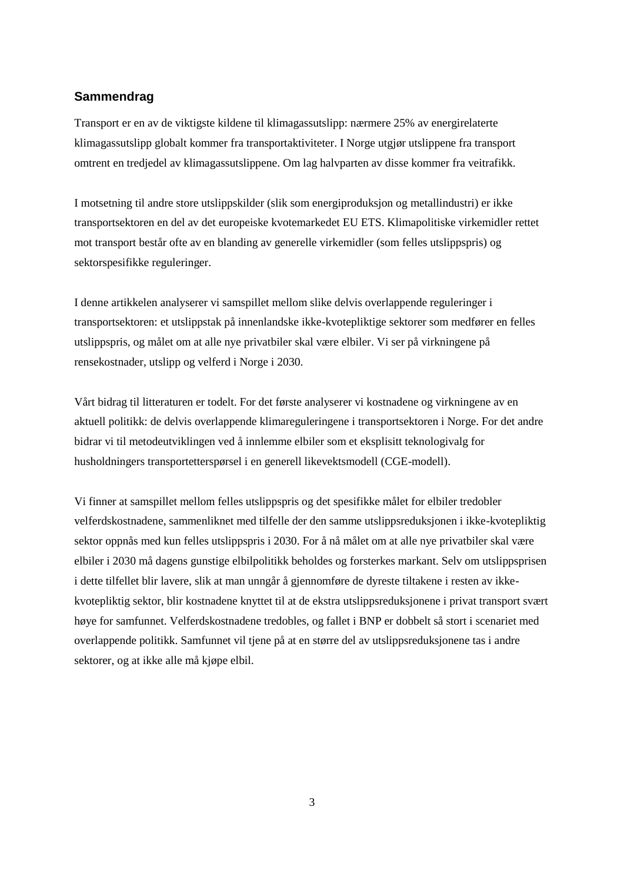## Sammendrag

Transport er en av de viktigste kildene til klimagassutslipp: nærmere 25% av energirelaterte klimagassutslipp globalt kommer fra transportaktiviteter. I Norge utgjør utslippene fra transport omtrent en tredjedel av klimagassutslippene. Om lag halvparten av disse kommer fra veitrafikk.

I motsetning til andre store utslippskilder (slik som energiproduksjon og metallindustri) er ikke transportsektoren en del av det europeiske kvotemarkedet EU ETS. Klimapolitiske virkemidler rettet mot transport består ofte av en blanding av generelle virkemidler (som felles utslippspris) og sektorspesifikke reguleringer.

I denne artikkelen analyserer vi samspillet mellom slike delvis overlappende reguleringer i transportsektoren: et utslippstak på innenlandske ikke-kvotepliktige sektorer som medfører en felles utslippspris, og målet om at alle nye privatbiler skal være elbiler. Vi ser på virkningene på rensekostnader, utslipp og velferd i Norge i 2030.

Vårt bidrag til litteraturen er todelt. For det første analyserer vi kostnadene og virkningene av en aktuell politikk: de delvis overlappende klimareguleringene i transportsektoren i Norge. For det andre bidrar vi til metodeutviklingen ved å innlemme elbiler som et eksplisitt teknologivalg for husholdningers transportetterspørsel i en generell likevektsmodell (CGE-modell).

Vi finner at samspillet mellom felles utslippspris og det spesifikke målet for elbiler tredobler velferdskostnadene, sammenliknet med tilfelle der den samme utslippsreduksjonen i ikke-kvotepliktig sektor oppnås med kun felles utslippspris i 2030. For å nå målet om at alle nye privatbiler skal være elbiler i 2030 må dagens gunstige elbilpolitikk beholdes og forsterkes markant. Selv om utslippsprisen i dette tilfellet blir lavere, slik at man unngår å gjennomføre de dyreste tiltakene i resten av ikke-kvotepliktig sektor, blir kostnadene knyttet til at de ekstra utslippsreduksjonene i privat transport svært høye for samfunnet. Velferdskostnadene tredobles, og fallet i BNP er dobbelt så stort i scenariet med overlappende politikk. Samfunnet vil tjene på at en større del av utslippsreduksjonene tas i andre sektorer, og at ikke alle må kjøpe elbil.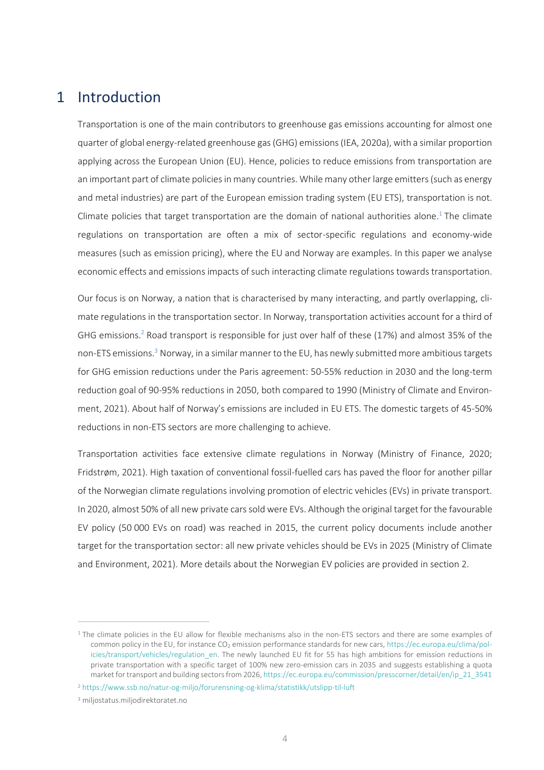# 1 Introduction

Transportation is one of the main contributors to greenhouse gas emissions accounting for almost one quarter of global energy-related greenhouse gas (GHG) emissions (IEA, 2020a), with a similar proportion applying across the European Union (EU). Hence, policies to reduce emissions from transportation are an important part of climate policies in many countries. While many other large emitters (such as energy and metal industries) are part of the European emission trading system (EU ETS), transportation is not. Climate policies that target transportation are the domain of national authorities alone.[1] The climate regulations on transportation are often a mix of sector-specific regulations and economy-wide measures (such as emission pricing), where the EU and Norway are examples. In this paper we analyse economic effects and emissions impacts of such interacting climate regulations towards transportation.

Our focus is on Norway, a nation that is characterised by many interacting, and partly overlapping, climate regulations in the transportation sector. In Norway, transportation activities account for a third of GHG emissions.[2] Road transport is responsible for just over half of these (17%) and almost 35% of the non-ETS emissions.[3] Norway, in a similar manner to the EU, has newly submitted more ambitious targets for GHG emission reductions under the Paris agreement: 50-55% reduction in 2030 and the long-term reduction goal of 90-95% reductions in 2050, both compared to 1990 (Ministry of Climate and Environment, 2021). About half of Norway's emissions are included in EU ETS. The domestic targets of 45-50% reductions in non-ETS sectors are more challenging to achieve.

Transportation activities face extensive climate regulations in Norway (Ministry of Finance, 2020; Fridstrøm, 2021). High taxation of conventional fossil-fuelled cars has paved the floor for another pillar of the Norwegian climate regulations involving promotion of electric vehicles (EVs) in private transport. In 2020, almost 50% of all new private cars sold were EVs. Although the original target for the favourable EV policy (50 000 EVs on road) was reached in 2015, the current policy documents include another target for the transportation sector: all new private vehicles should be EVs in 2025 (Ministry of Climate and Environment, 2021). More details about the Norwegian EV policies are provided in section 2.

---

[1] The climate policies in the EU allow for flexible mechanisms also in the non-ETS sectors and there are some examples of common policy in the EU, for instance $CO_2$ emission performance standards for new cars, https://ec.europa.eu/clima/policies/transport/vehicles/regulation_en. The newly launched EU fit for 55 has high ambitions for emission reductions in private transportation with a specific target of 100% new zero-emission cars in 2035 and suggests establishing a quota market for transport and building sectors from 2026, https://ec.europa.eu/commission/presscorner/detail/en/ip_21_3541

[2] https://www.ssb.no/natur-og-miljo/forurensning-og-klima/statistikk/utslipp-til-luft

[3] miljostatus.miljodirektoratet.no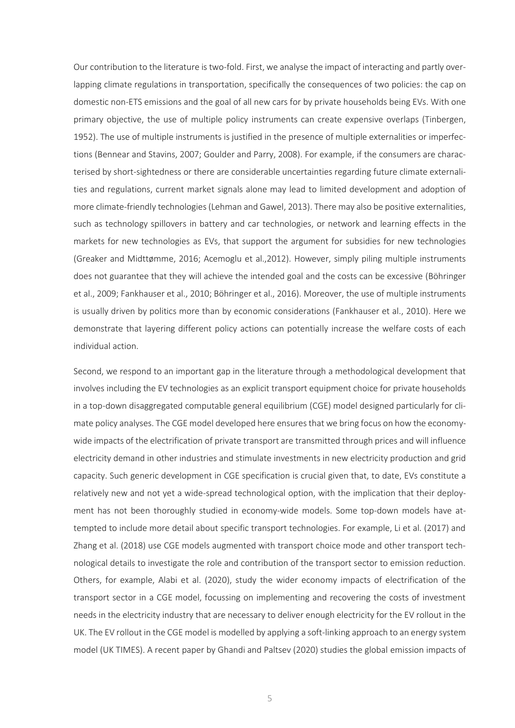Our contribution to the literature is two-fold. First, we analyse the impact of interacting and partly overlapping climate regulations in transportation, specifically the consequences of two policies: the cap on domestic non-ETS emissions and the goal of all new cars for by private households being EVs. With one primary objective, the use of multiple policy instruments can create expensive overlaps (Tinbergen, 1952). The use of multiple instruments is justified in the presence of multiple externalities or imperfections (Bennear and Stavins, 2007; Goulder and Parry, 2008). For example, if the consumers are characterised by short-sightedness or there are considerable uncertainties regarding future climate externalities and regulations, current market signals alone may lead to limited development and adoption of more climate-friendly technologies (Lehman and Gawel, 2013). There may also be positive externalities, such as technology spillovers in battery and car technologies, or network and learning effects in the markets for new technologies as EVs, that support the argument for subsidies for new technologies (Greaker and Midttømme, 2016; Acemoglu et al.,2012). However, simply piling multiple instruments does not guarantee that they will achieve the intended goal and the costs can be excessive (Böhringer et al., 2009; Fankhauser et al., 2010; Böhringer et al., 2016). Moreover, the use of multiple instruments is usually driven by politics more than by economic considerations (Fankhauser et al., 2010). Here we demonstrate that layering different policy actions can potentially increase the welfare costs of each individual action.

Second, we respond to an important gap in the literature through a methodological development that involves including the EV technologies as an explicit transport equipment choice for private households in a top-down disaggregated computable general equilibrium (CGE) model designed particularly for climate policy analyses. The CGE model developed here ensures that we bring focus on how the economy-wide impacts of the electrification of private transport are transmitted through prices and will influence electricity demand in other industries and stimulate investments in new electricity production and grid capacity. Such generic development in CGE specification is crucial given that, to date, EVs constitute a relatively new and not yet a wide-spread technological option, with the implication that their deployment has not been thoroughly studied in economy-wide models. Some top-down models have attempted to include more detail about specific transport technologies. For example, Li et al. (2017) and Zhang et al. (2018) use CGE models augmented with transport choice mode and other transport technological details to investigate the role and contribution of the transport sector to emission reduction. Others, for example, Alabi et al. (2020), study the wider economy impacts of electrification of the transport sector in a CGE model, focussing on implementing and recovering the costs of investment needs in the electricity industry that are necessary to deliver enough electricity for the EV rollout in the UK. The EV rollout in the CGE model is modelled by applying a soft-linking approach to an energy system model (UK TIMES). A recent paper by Ghandi and Paltsev (2020) studies the global emission impacts of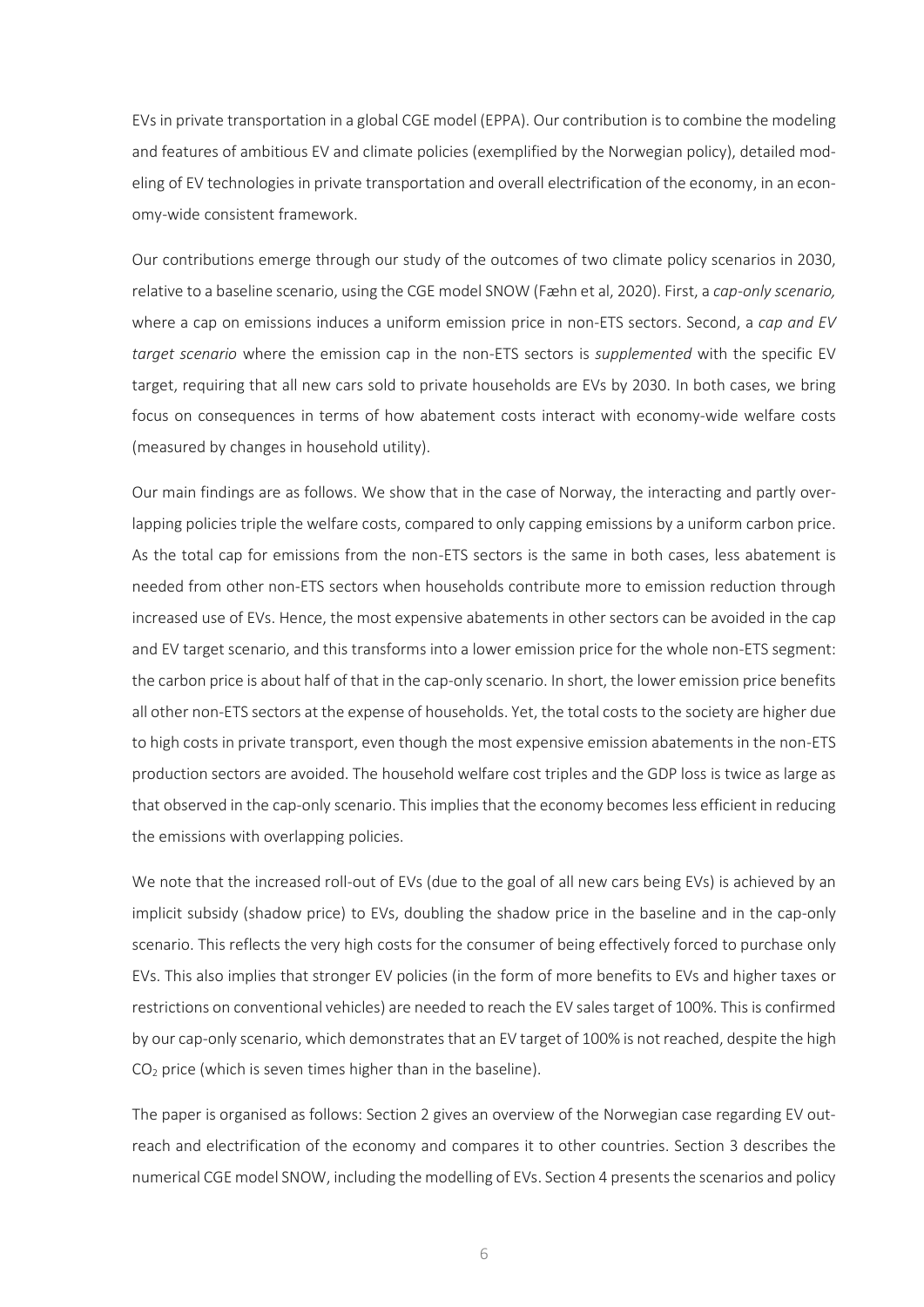EVs in private transportation in a global CGE model (EPPA). Our contribution is to combine the modeling and features of ambitious EV and climate policies (exemplified by the Norwegian policy), detailed modeling of EV technologies in private transportation and overall electrification of the economy, in an economy-wide consistent framework.

Our contributions emerge through our study of the outcomes of two climate policy scenarios in 2030, relative to a baseline scenario, using the CGE model SNOW (Fæhn et al, 2020). First, a *cap-only scenario,* where a cap on emissions induces a uniform emission price in non-ETS sectors. Second, a *cap and EV target scenario* where the emission cap in the non-ETS sectors is *supplemented* with the specific EV target, requiring that all new cars sold to private households are EVs by 2030. In both cases, we bring focus on consequences in terms of how abatement costs interact with economy-wide welfare costs (measured by changes in household utility).

Our main findings are as follows. We show that in the case of Norway, the interacting and partly overlapping policies triple the welfare costs, compared to only capping emissions by a uniform carbon price. As the total cap for emissions from the non-ETS sectors is the same in both cases, less abatement is needed from other non-ETS sectors when households contribute more to emission reduction through increased use of EVs. Hence, the most expensive abatements in other sectors can be avoided in the cap and EV target scenario, and this transforms into a lower emission price for the whole non-ETS segment: the carbon price is about half of that in the cap-only scenario. In short, the lower emission price benefits all other non-ETS sectors at the expense of households. Yet, the total costs to the society are higher due to high costs in private transport, even though the most expensive emission abatements in the non-ETS production sectors are avoided. The household welfare cost triples and the GDP loss is twice as large as that observed in the cap-only scenario. This implies that the economy becomes less efficient in reducing the emissions with overlapping policies.

We note that the increased roll-out of EVs (due to the goal of all new cars being EVs) is achieved by an implicit subsidy (shadow price) to EVs, doubling the shadow price in the baseline and in the cap-only scenario. This reflects the very high costs for the consumer of being effectively forced to purchase only EVs. This also implies that stronger EV policies (in the form of more benefits to EVs and higher taxes or restrictions on conventional vehicles) are needed to reach the EV sales target of 100%. This is confirmed by our cap-only scenario, which demonstrates that an EV target of 100% is not reached, despite the high $CO_2$ price (which is seven times higher than in the baseline).

The paper is organised as follows: Section 2 gives an overview of the Norwegian case regarding EV outreach and electrification of the economy and compares it to other countries. Section 3 describes the numerical CGE model SNOW, including the modelling of EVs. Section 4 presents the scenarios and policy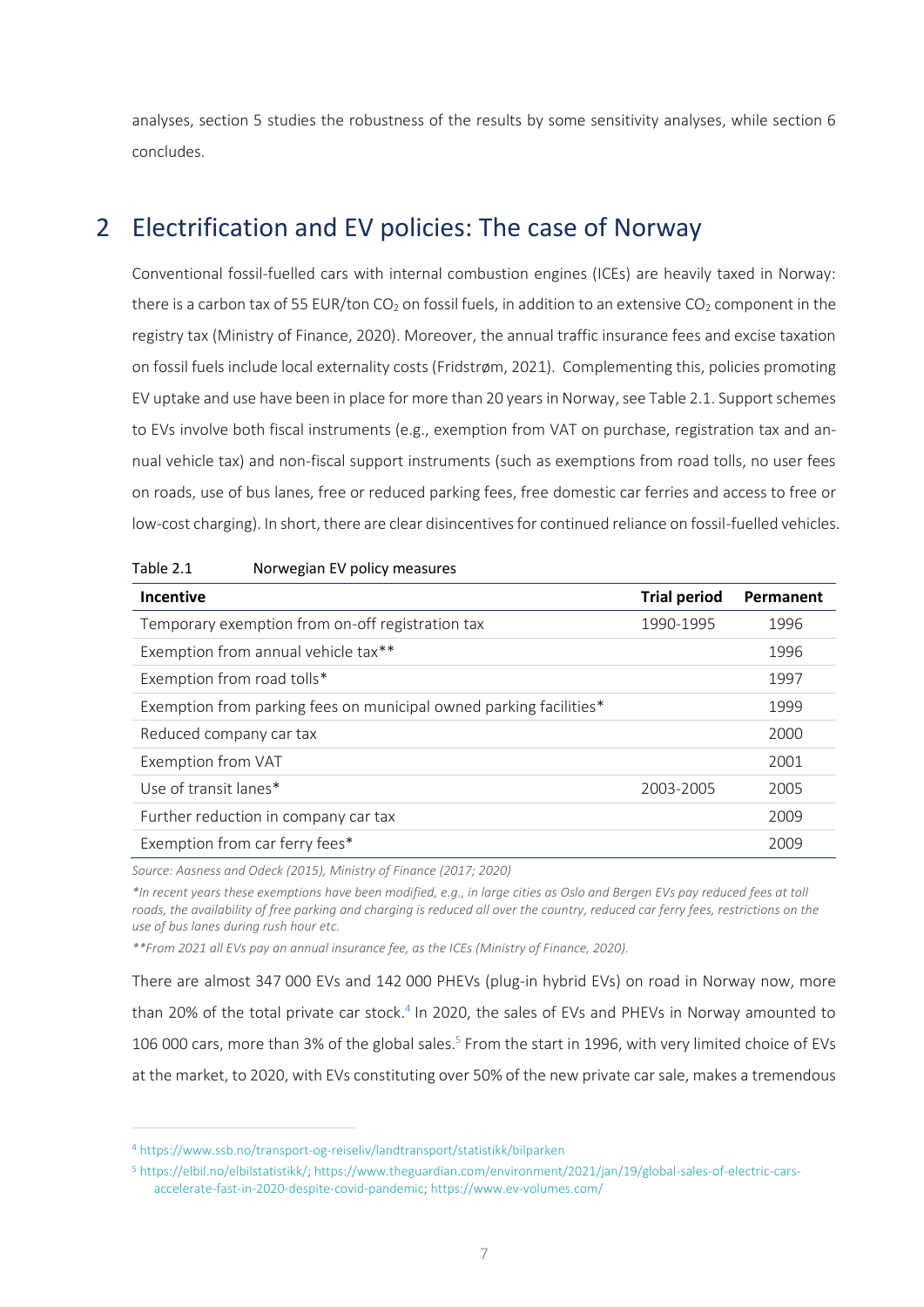analyses, section 5 studies the robustness of the results by some sensitivity analyses, while section 6 concludes.

## 2 Electrification and EV policies: The case of Norway

Conventional fossil-fuelled cars with internal combustion engines (ICEs) are heavily taxed in Norway: there is a carbon tax of 55 EUR/ton $CO_2$ on fossil fuels, in addition to an extensive $CO_2$ component in the registry tax (Ministry of Finance, 2020). Moreover, the annual traffic insurance fees and excise taxation on fossil fuels include local externality costs (Fridstrøm, 2021). Complementing this, policies promoting EV uptake and use have been in place for more than 20 years in Norway, see Table 2.1. Support schemes to EVs involve both fiscal instruments (e.g., exemption from VAT on purchase, registration tax and annual vehicle tax) and non-fiscal support instruments (such as exemptions from road tolls, no user fees on roads, use of bus lanes, free or reduced parking fees, free domestic car ferries and access to free or low-cost charging). In short, there are clear disincentives for continued reliance on fossil-fuelled vehicles.

Table 2.1 Norwegian EV policy measures

| Incentive | Trial period | Permanent |
|---|---|---|
| Temporary exemption from on-off registration tax | 1990-1995 | 1996 |
| Exemption from annual vehicle tax** | | 1996 |
| Exemption from road tolls* | | 1997 |
| Exemption from parking fees on municipal owned parking facilities* | | 1999 |
| Reduced company car tax | | 2000 |
| Exemption from VAT | | 2001 |
| Use of transit lanes* | 2003-2005 | 2005 |
| Further reduction in company car tax | | 2009 |
| Exemption from car ferry fees* | | 2009 |

*Source: Aasness and Odeck (2015), Ministry of Finance (2017; 2020)*

*\*In recent years these exemptions have been modified, e.g., in large cities as Oslo and Bergen EVs pay reduced fees at toll roads, the availability of free parking and charging is reduced all over the country, reduced car ferry fees, restrictions on the use of bus lanes during rush hour etc.*

*\*\*From 2021 all EVs pay an annual insurance fee, as the ICEs (Ministry of Finance, 2020).*

There are almost 347 000 EVs and 142 000 PHEVs (plug-in hybrid EVs) on road in Norway now, more than 20% of the total private car stock.[4] In 2020, the sales of EVs and PHEVs in Norway amounted to 106 000 cars, more than 3% of the global sales.[5] From the start in 1996, with very limited choice of EVs at the market, to 2020, with EVs constituting over 50% of the new private car sale, makes a tremendous

[4] https://www.ssb.no/transport-og-reiseliv/landtransport/statistikk/bilparken

[5] https://elbil.no/elbilstatistikk/; https://www.theguardian.com/environment/2021/jan/19/global-sales-of-electric-cars-accelerate-fast-in-2020-despite-covid-pandemic; https://www.ev-volumes.com/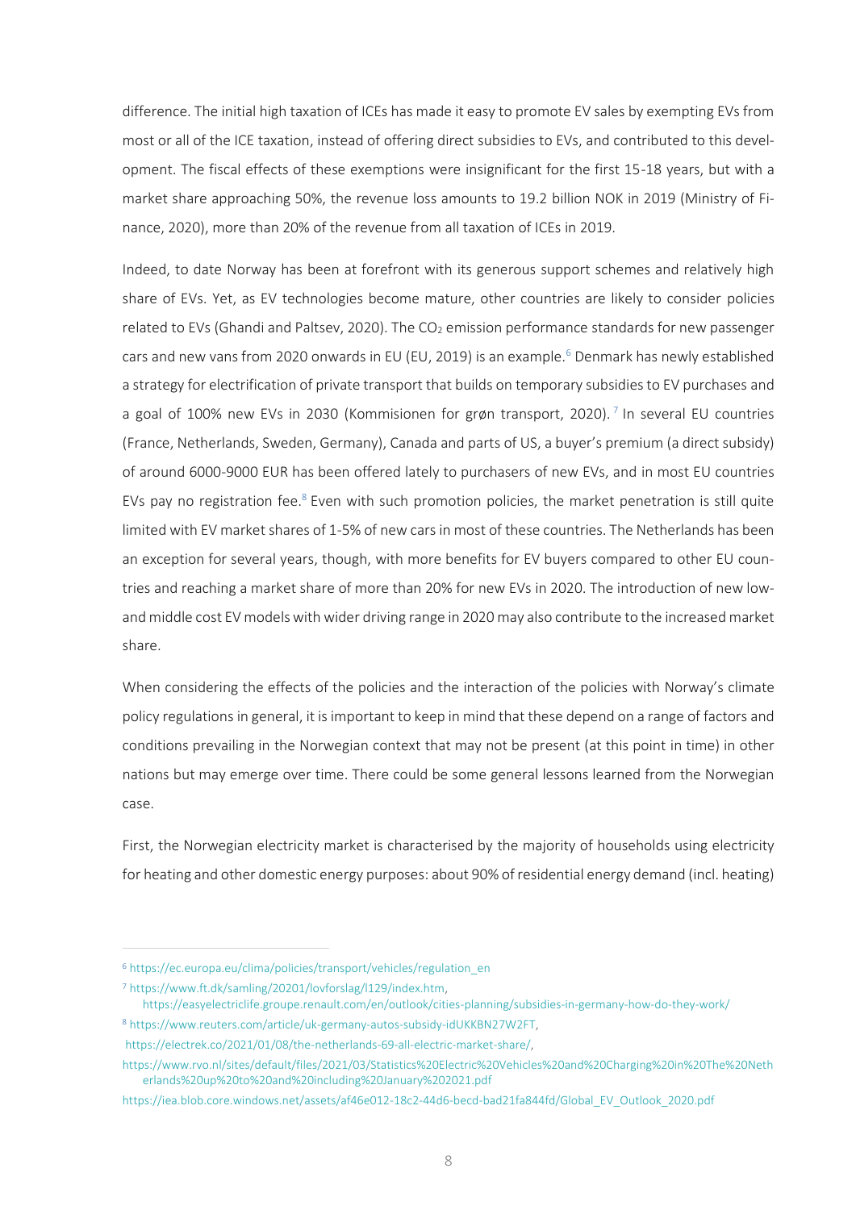difference. The initial high taxation of ICEs has made it easy to promote EV sales by exempting EVs from most or all of the ICE taxation, instead of offering direct subsidies to EVs, and contributed to this development. The fiscal effects of these exemptions were insignificant for the first 15-18 years, but with a market share approaching 50%, the revenue loss amounts to 19.2 billion NOK in 2019 (Ministry of Finance, 2020), more than 20% of the revenue from all taxation of ICEs in 2019.

Indeed, to date Norway has been at forefront with its generous support schemes and relatively high share of EVs. Yet, as EV technologies become mature, other countries are likely to consider policies related to EVs (Ghandi and Paltsev, 2020). The $CO_2$ emission performance standards for new passenger cars and new vans from 2020 onwards in EU (EU, 2019) is an example.[6] Denmark has newly established a strategy for electrification of private transport that builds on temporary subsidies to EV purchases and a goal of 100% new EVs in 2030 (Kommisionen for grøn transport, 2020).[7] In several EU countries (France, Netherlands, Sweden, Germany), Canada and parts of US, a buyer's premium (a direct subsidy) of around 6000-9000 EUR has been offered lately to purchasers of new EVs, and in most EU countries EVs pay no registration fee.[8] Even with such promotion policies, the market penetration is still quite limited with EV market shares of 1-5% of new cars in most of these countries. The Netherlands has been an exception for several years, though, with more benefits for EV buyers compared to other EU countries and reaching a market share of more than 20% for new EVs in 2020. The introduction of new low- and middle cost EV models with wider driving range in 2020 may also contribute to the increased market share.

When considering the effects of the policies and the interaction of the policies with Norway's climate policy regulations in general, it is important to keep in mind that these depend on a range of factors and conditions prevailing in the Norwegian context that may not be present (at this point in time) in other nations but may emerge over time. There could be some general lessons learned from the Norwegian case.

First, the Norwegian electricity market is characterised by the majority of households using electricity for heating and other domestic energy purposes: about 90% of residential energy demand (incl. heating)

---

[6] https://ec.europa.eu/clima/policies/transport/vehicles/regulation_en

[7] https://www.ft.dk/samling/20201/lovforslag/l129/index.htm, https://easyelectriclife.groupe.renault.com/en/outlook/cities-planning/subsidies-in-germany-how-do-they-work/

[8] https://www.reuters.com/article/uk-germany-autos-subsidy-idUKKBN27W2FT, https://electrek.co/2021/01/08/the-netherlands-69-all-electric-market-share/, https://www.rvo.nl/sites/default/files/2021/03/Statistics%20Electric%20Vehicles%20and%20Charging%20in%20The%20Netherlands%20up%20to%20and%20including%20January%202021.pdf https://iea.blob.core.windows.net/assets/af46e012-18c2-44d6-becd-bad21fa844fd/Global_EV_Outlook_2020.pdf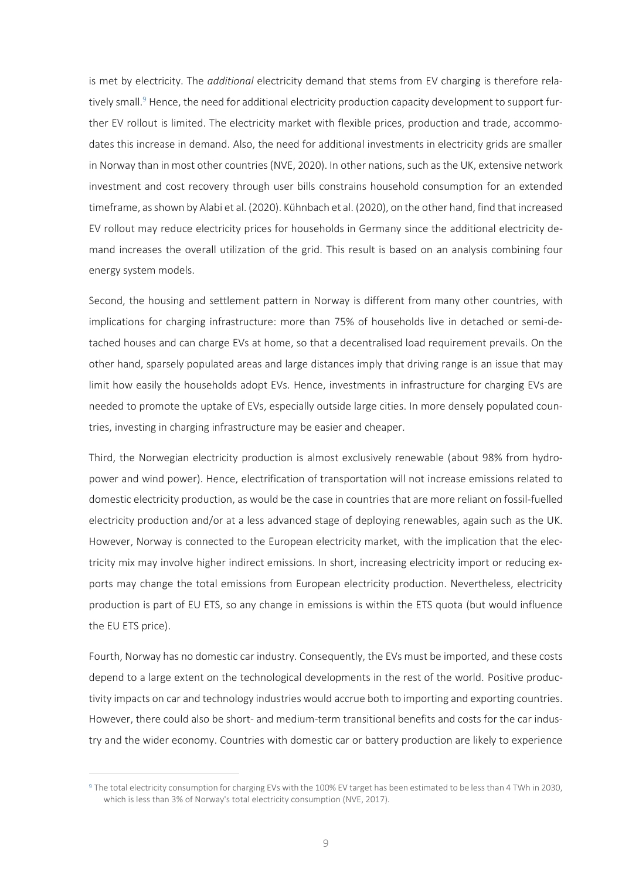is met by electricity. The *additional* electricity demand that stems from EV charging is therefore relatively small.[9] Hence, the need for additional electricity production capacity development to support further EV rollout is limited. The electricity market with flexible prices, production and trade, accommodates this increase in demand. Also, the need for additional investments in electricity grids are smaller in Norway than in most other countries (NVE, 2020). In other nations, such as the UK, extensive network investment and cost recovery through user bills constrains household consumption for an extended timeframe, as shown by Alabi et al. (2020). Kühnbach et al. (2020), on the other hand, find that increased EV rollout may reduce electricity prices for households in Germany since the additional electricity demand increases the overall utilization of the grid. This result is based on an analysis combining four energy system models.

Second, the housing and settlement pattern in Norway is different from many other countries, with implications for charging infrastructure: more than 75% of households live in detached or semi-detached houses and can charge EVs at home, so that a decentralised load requirement prevails. On the other hand, sparsely populated areas and large distances imply that driving range is an issue that may limit how easily the households adopt EVs. Hence, investments in infrastructure for charging EVs are needed to promote the uptake of EVs, especially outside large cities. In more densely populated countries, investing in charging infrastructure may be easier and cheaper.

Third, the Norwegian electricity production is almost exclusively renewable (about 98% from hydropower and wind power). Hence, electrification of transportation will not increase emissions related to domestic electricity production, as would be the case in countries that are more reliant on fossil-fuelled electricity production and/or at a less advanced stage of deploying renewables, again such as the UK. However, Norway is connected to the European electricity market, with the implication that the electricity mix may involve higher indirect emissions. In short, increasing electricity import or reducing exports may change the total emissions from European electricity production. Nevertheless, electricity production is part of EU ETS, so any change in emissions is within the ETS quota (but would influence the EU ETS price).

Fourth, Norway has no domestic car industry. Consequently, the EVs must be imported, and these costs depend to a large extent on the technological developments in the rest of the world. Positive productivity impacts on car and technology industries would accrue both to importing and exporting countries. However, there could also be short- and medium-term transitional benefits and costs for the car industry and the wider economy. Countries with domestic car or battery production are likely to experience

[9] The total electricity consumption for charging EVs with the 100% EV target has been estimated to be less than 4 TWh in 2030, which is less than 3% of Norway's total electricity consumption (NVE, 2017).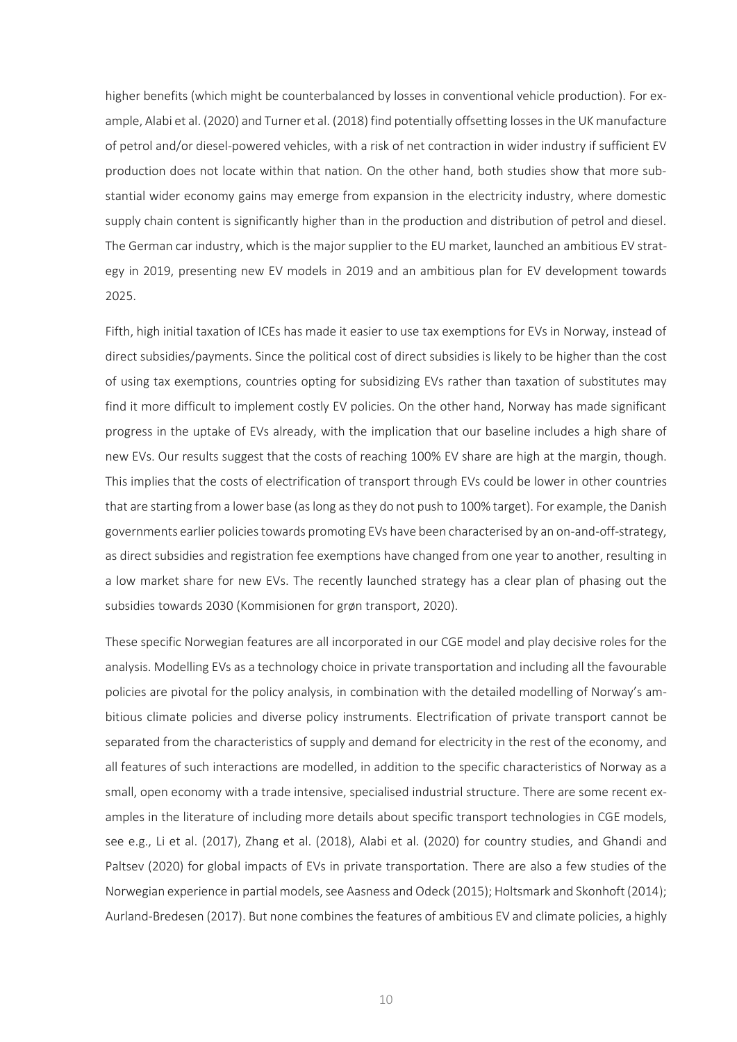higher benefits (which might be counterbalanced by losses in conventional vehicle production). For example, Alabi et al. (2020) and Turner et al. (2018) find potentially offsetting losses in the UK manufacture of petrol and/or diesel-powered vehicles, with a risk of net contraction in wider industry if sufficient EV production does not locate within that nation. On the other hand, both studies show that more substantial wider economy gains may emerge from expansion in the electricity industry, where domestic supply chain content is significantly higher than in the production and distribution of petrol and diesel. The German car industry, which is the major supplier to the EU market, launched an ambitious EV strategy in 2019, presenting new EV models in 2019 and an ambitious plan for EV development towards 2025.

Fifth, high initial taxation of ICEs has made it easier to use tax exemptions for EVs in Norway, instead of direct subsidies/payments. Since the political cost of direct subsidies is likely to be higher than the cost of using tax exemptions, countries opting for subsidizing EVs rather than taxation of substitutes may find it more difficult to implement costly EV policies. On the other hand, Norway has made significant progress in the uptake of EVs already, with the implication that our baseline includes a high share of new EVs. Our results suggest that the costs of reaching 100% EV share are high at the margin, though. This implies that the costs of electrification of transport through EVs could be lower in other countries that are starting from a lower base (as long as they do not push to 100% target). For example, the Danish governments earlier policies towards promoting EVs have been characterised by an on-and-off-strategy, as direct subsidies and registration fee exemptions have changed from one year to another, resulting in a low market share for new EVs. The recently launched strategy has a clear plan of phasing out the subsidies towards 2030 (Kommisionen for grøn transport, 2020).

These specific Norwegian features are all incorporated in our CGE model and play decisive roles for the analysis. Modelling EVs as a technology choice in private transportation and including all the favourable policies are pivotal for the policy analysis, in combination with the detailed modelling of Norway's ambitious climate policies and diverse policy instruments. Electrification of private transport cannot be separated from the characteristics of supply and demand for electricity in the rest of the economy, and all features of such interactions are modelled, in addition to the specific characteristics of Norway as a small, open economy with a trade intensive, specialised industrial structure. There are some recent examples in the literature of including more details about specific transport technologies in CGE models, see e.g., Li et al. (2017), Zhang et al. (2018), Alabi et al. (2020) for country studies, and Ghandi and Paltsev (2020) for global impacts of EVs in private transportation. There are also a few studies of the Norwegian experience in partial models, see Aasness and Odeck (2015); Holtsmark and Skonhoft (2014); Aurland-Bredesen (2017). But none combines the features of ambitious EV and climate policies, a highly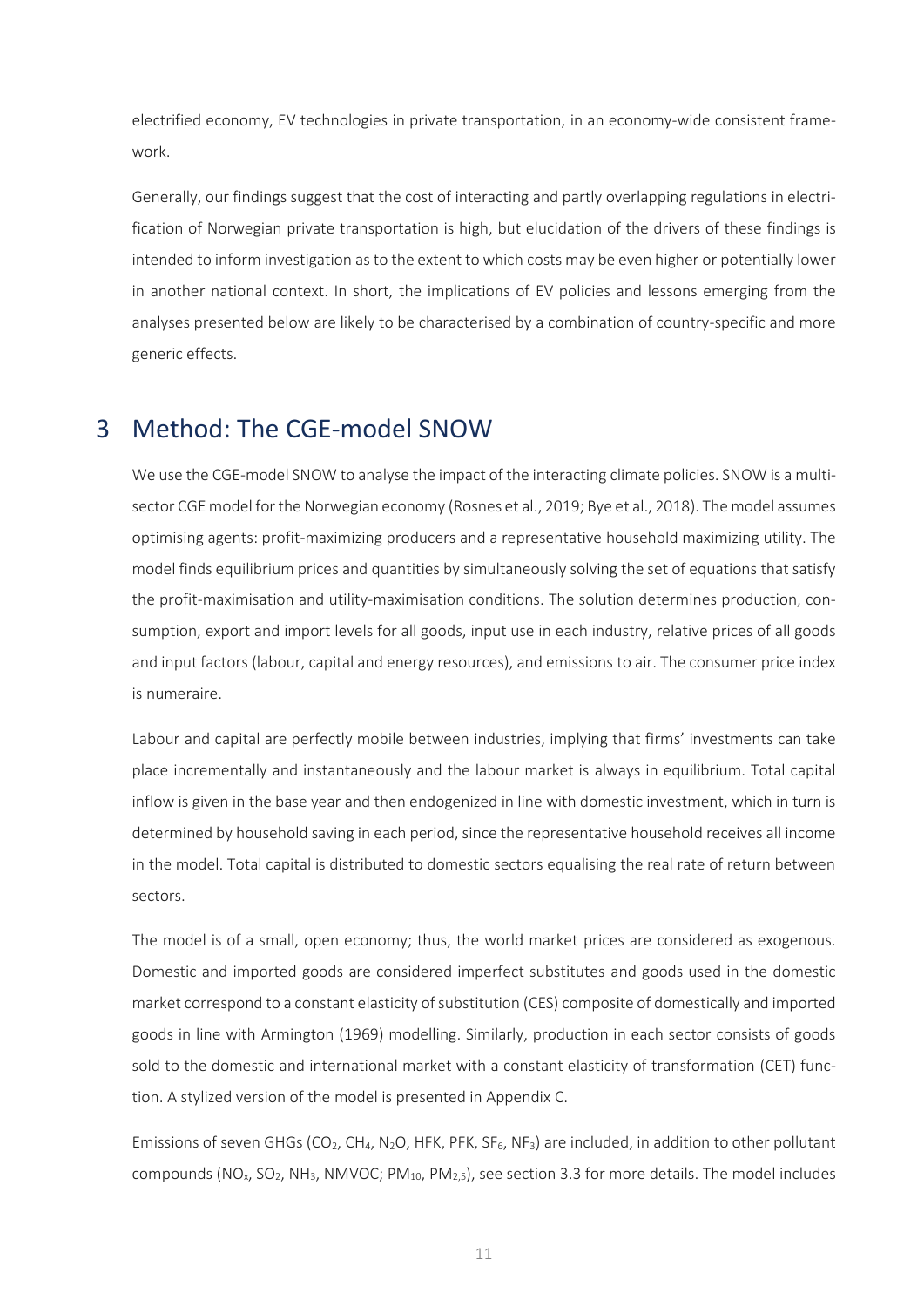electrified economy, EV technologies in private transportation, in an economy-wide consistent framework.

Generally, our findings suggest that the cost of interacting and partly overlapping regulations in electrification of Norwegian private transportation is high, but elucidation of the drivers of these findings is intended to inform investigation as to the extent to which costs may be even higher or potentially lower in another national context. In short, the implications of EV policies and lessons emerging from the analyses presented below are likely to be characterised by a combination of country-specific and more generic effects.

# 3 Method: The CGE-model SNOW

We use the CGE-model SNOW to analyse the impact of the interacting climate policies. SNOW is a multi-sector CGE model for the Norwegian economy (Rosnes et al., 2019; Bye et al., 2018). The model assumes optimising agents: profit-maximizing producers and a representative household maximizing utility. The model finds equilibrium prices and quantities by simultaneously solving the set of equations that satisfy the profit-maximisation and utility-maximisation conditions. The solution determines production, consumption, export and import levels for all goods, input use in each industry, relative prices of all goods and input factors (labour, capital and energy resources), and emissions to air. The consumer price index is numeraire.

Labour and capital are perfectly mobile between industries, implying that firms' investments can take place incrementally and instantaneously and the labour market is always in equilibrium. Total capital inflow is given in the base year and then endogenized in line with domestic investment, which in turn is determined by household saving in each period, since the representative household receives all income in the model. Total capital is distributed to domestic sectors equalising the real rate of return between sectors.

The model is of a small, open economy; thus, the world market prices are considered as exogenous. Domestic and imported goods are considered imperfect substitutes and goods used in the domestic market correspond to a constant elasticity of substitution (CES) composite of domestically and imported goods in line with Armington (1969) modelling. Similarly, production in each sector consists of goods sold to the domestic and international market with a constant elasticity of transformation (CET) function. A stylized version of the model is presented in Appendix C.

Emissions of seven GHGs ($CO_2$, $CH_4$, $N_2O$, HFK, PFK, $SF_6$, $NF_3$) are included, in addition to other pollutant compounds ($NO_x$, $SO_2$, $NH_3$, NMVOC; $PM_{10}$, $PM_{2,5}$), see section 3.3 for more details. The model includes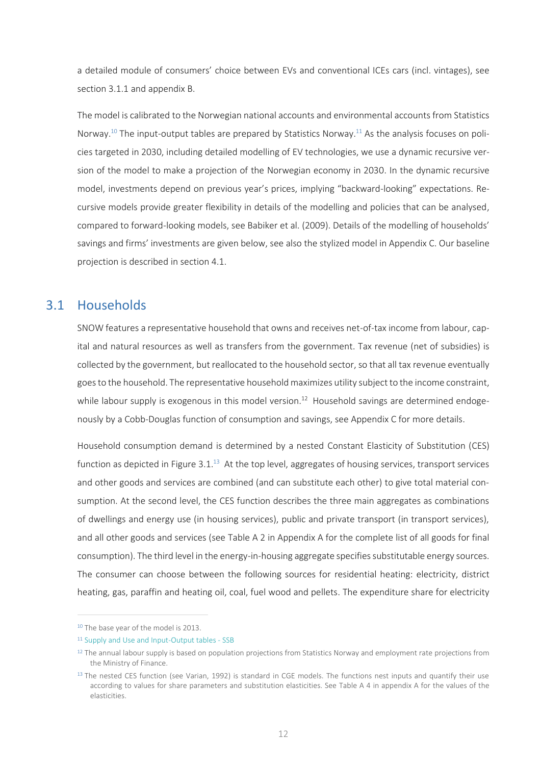a detailed module of consumers' choice between EVs and conventional ICEs cars (incl. vintages), see section 3.1.1 and appendix B.

The model is calibrated to the Norwegian national accounts and environmental accounts from Statistics Norway.[10] The input-output tables are prepared by Statistics Norway.[11] As the analysis focuses on policies targeted in 2030, including detailed modelling of EV technologies, we use a dynamic recursive version of the model to make a projection of the Norwegian economy in 2030. In the dynamic recursive model, investments depend on previous year's prices, implying "backward-looking" expectations. Recursive models provide greater flexibility in details of the modelling and policies that can be analysed, compared to forward-looking models, see Babiker et al. (2009). Details of the modelling of households' savings and firms' investments are given below, see also the stylized model in Appendix C. Our baseline projection is described in section 4.1.

## 3.1 Households

SNOW features a representative household that owns and receives net-of-tax income from labour, capital and natural resources as well as transfers from the government. Tax revenue (net of subsidies) is collected by the government, but reallocated to the household sector, so that all tax revenue eventually goes to the household. The representative household maximizes utility subject to the income constraint, while labour supply is exogenous in this model version.[12] Household savings are determined endogenously by a Cobb-Douglas function of consumption and savings, see Appendix C for more details.

Household consumption demand is determined by a nested Constant Elasticity of Substitution (CES) function as depicted in Figure 3.1.[13] At the top level, aggregates of housing services, transport services and other goods and services are combined (and can substitute each other) to give total material consumption. At the second level, the CES function describes the three main aggregates as combinations of dwellings and energy use (in housing services), public and private transport (in transport services), and all other goods and services (see Table A 2 in Appendix A for the complete list of all goods for final consumption). The third level in the energy-in-housing aggregate specifies substitutable energy sources. The consumer can choose between the following sources for residential heating: electricity, district heating, gas, paraffin and heating oil, coal, fuel wood and pellets. The expenditure share for electricity

---

[10] The base year of the model is 2013.

[11] Supply and Use and Input-Output tables - SSB

[12] The annual labour supply is based on population projections from Statistics Norway and employment rate projections from the Ministry of Finance.

[13] The nested CES function (see Varian, 1992) is standard in CGE models. The functions nest inputs and quantify their use according to values for share parameters and substitution elasticities. See Table A 4 in appendix A for the values of the elasticities.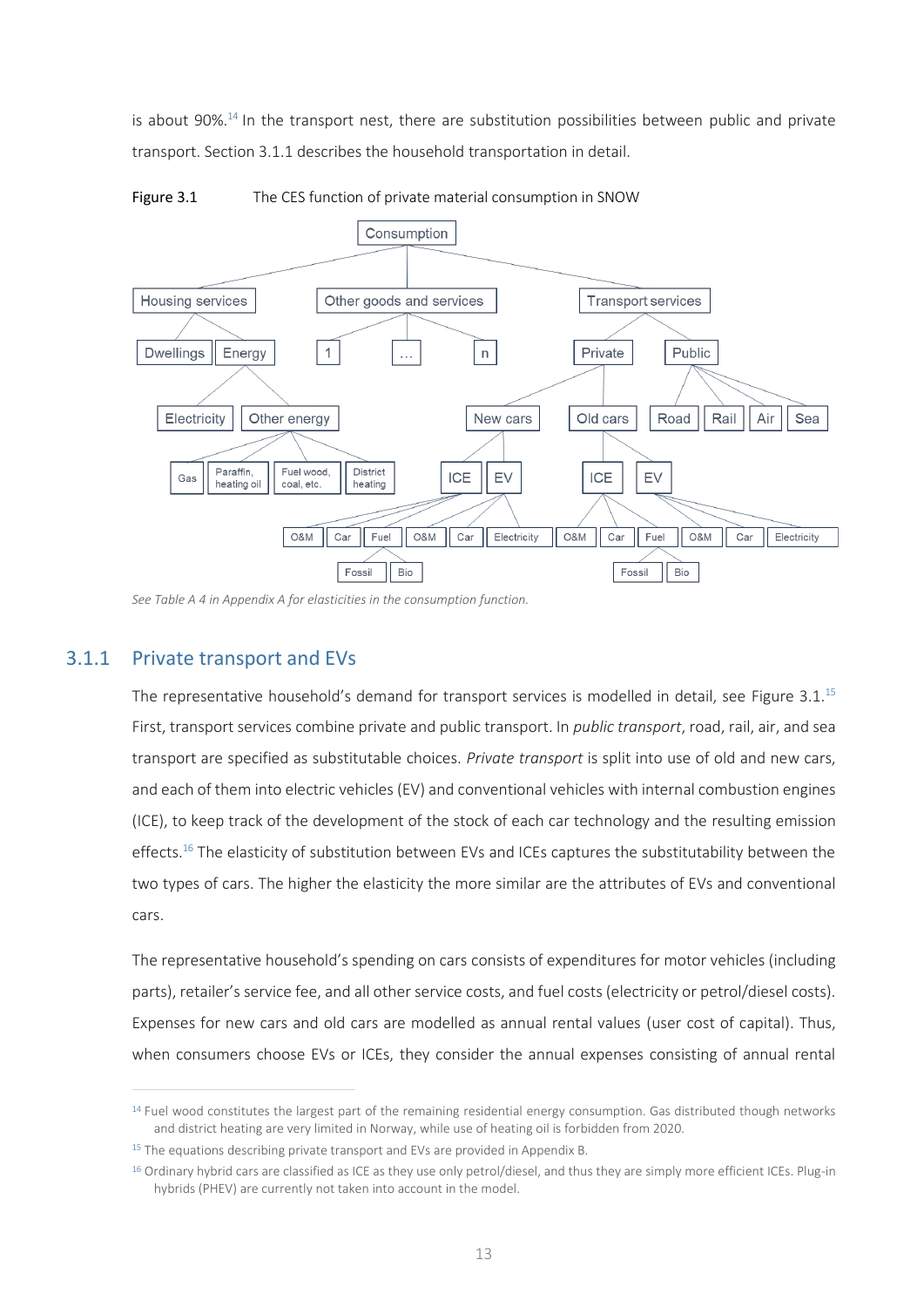is about 90%.[14] In the transport nest, there are substitution possibilities between public and private transport. Section 3.1.1 describes the household transportation in detail.

Figure 3.1 The CES function of private material consumption in SNOW

See Table A 4 in Appendix A for elasticities in the consumption function.

## 3.1.1 Private transport and EVs

The representative household's demand for transport services is modelled in detail, see Figure 3.1.[15] First, transport services combine private and public transport. In *public transport*, road, rail, air, and sea transport are specified as substitutable choices. *Private transport* is split into use of old and new cars, and each of them into electric vehicles (EV) and conventional vehicles with internal combustion engines (ICE), to keep track of the development of the stock of each car technology and the resulting emission effects.[16] The elasticity of substitution between EVs and ICEs captures the substitutability between the two types of cars. The higher the elasticity the more similar are the attributes of EVs and conventional cars.

The representative household's spending on cars consists of expenditures for motor vehicles (including parts), retailer's service fee, and all other service costs, and fuel costs (electricity or petrol/diesel costs). Expenses for new cars and old cars are modelled as annual rental values (user cost of capital). Thus, when consumers choose EVs or ICEs, they consider the annual expenses consisting of annual rental

[14] Fuel wood constitutes the largest part of the remaining residential energy consumption. Gas distributed though networks and district heating are very limited in Norway, while use of heating oil is forbidden from 2020.

[15] The equations describing private transport and EVs are provided in Appendix B.

[16] Ordinary hybrid cars are classified as ICE as they use only petrol/diesel, and thus they are simply more efficient ICEs. Plug-in hybrids (PHEV) are currently not taken into account in the model.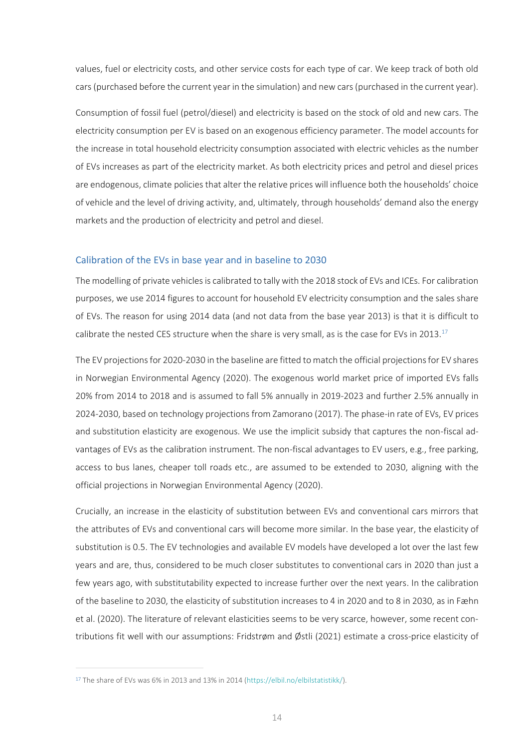values, fuel or electricity costs, and other service costs for each type of car. We keep track of both old cars (purchased before the current year in the simulation) and new cars (purchased in the current year).

Consumption of fossil fuel (petrol/diesel) and electricity is based on the stock of old and new cars. The electricity consumption per EV is based on an exogenous efficiency parameter. The model accounts for the increase in total household electricity consumption associated with electric vehicles as the number of EVs increases as part of the electricity market. As both electricity prices and petrol and diesel prices are endogenous, climate policies that alter the relative prices will influence both the households' choice of vehicle and the level of driving activity, and, ultimately, through households' demand also the energy markets and the production of electricity and petrol and diesel.

### Calibration of the EVs in base year and in baseline to 2030

The modelling of private vehicles is calibrated to tally with the 2018 stock of EVs and ICEs. For calibration purposes, we use 2014 figures to account for household EV electricity consumption and the sales share of EVs. The reason for using 2014 data (and not data from the base year 2013) is that it is difficult to calibrate the nested CES structure when the share is very small, as is the case for EVs in 2013.[17]

The EV projections for 2020-2030 in the baseline are fitted to match the official projections for EV shares in Norwegian Environmental Agency (2020). The exogenous world market price of imported EVs falls 20% from 2014 to 2018 and is assumed to fall 5% annually in 2019-2023 and further 2.5% annually in 2024-2030, based on technology projections from Zamorano (2017). The phase-in rate of EVs, EV prices and substitution elasticity are exogenous. We use the implicit subsidy that captures the non-fiscal advantages of EVs as the calibration instrument. The non-fiscal advantages to EV users, e.g., free parking, access to bus lanes, cheaper toll roads etc., are assumed to be extended to 2030, aligning with the official projections in Norwegian Environmental Agency (2020).

Crucially, an increase in the elasticity of substitution between EVs and conventional cars mirrors that the attributes of EVs and conventional cars will become more similar. In the base year, the elasticity of substitution is 0.5. The EV technologies and available EV models have developed a lot over the last few years and are, thus, considered to be much closer substitutes to conventional cars in 2020 than just a few years ago, with substitutability expected to increase further over the next years. In the calibration of the baseline to 2030, the elasticity of substitution increases to 4 in 2020 and to 8 in 2030, as in Fæhn et al. (2020). The literature of relevant elasticities seems to be very scarce, however, some recent contributions fit well with our assumptions: Fridstrøm and Østli (2021) estimate a cross-price elasticity of

[17] The share of EVs was 6% in 2013 and 13% in 2014 (https://elbil.no/elbilstatistikk/).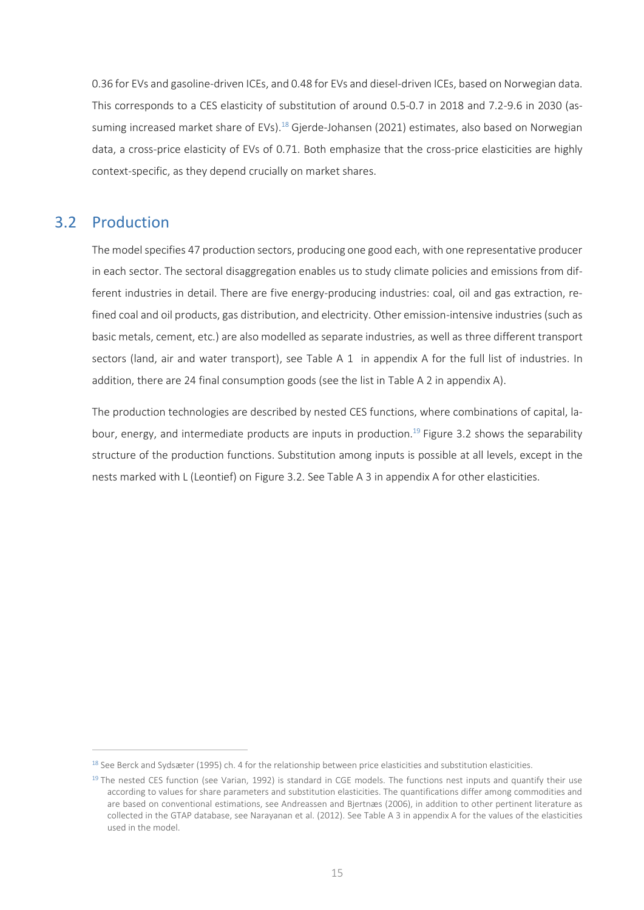0.36 for EVs and gasoline-driven ICEs, and 0.48 for EVs and diesel-driven ICEs, based on Norwegian data. This corresponds to a CES elasticity of substitution of around 0.5-0.7 in 2018 and 7.2-9.6 in 2030 (assuming increased market share of EVs).[18] Gjerde-Johansen (2021) estimates, also based on Norwegian data, a cross-price elasticity of EVs of 0.71. Both emphasize that the cross-price elasticities are highly context-specific, as they depend crucially on market shares.

## 3.2 Production

The model specifies 47 production sectors, producing one good each, with one representative producer in each sector. The sectoral disaggregation enables us to study climate policies and emissions from different industries in detail. There are five energy-producing industries: coal, oil and gas extraction, refined coal and oil products, gas distribution, and electricity. Other emission-intensive industries (such as basic metals, cement, etc.) are also modelled as separate industries, as well as three different transport sectors (land, air and water transport), see Table A 1 in appendix A for the full list of industries. In addition, there are 24 final consumption goods (see the list in Table A 2 in appendix A).

The production technologies are described by nested CES functions, where combinations of capital, labour, energy, and intermediate products are inputs in production.[19] Figure 3.2 shows the separability structure of the production functions. Substitution among inputs is possible at all levels, except in the nests marked with L (Leontief) on Figure 3.2. See Table A 3 in appendix A for other elasticities.

---

[18] See Berck and Sydsæter (1995) ch. 4 for the relationship between price elasticities and substitution elasticities.

[19] The nested CES function (see Varian, 1992) is standard in CGE models. The functions nest inputs and quantify their use according to values for share parameters and substitution elasticities. The quantifications differ among commodities and are based on conventional estimations, see Andreassen and Bjertnæs (2006), in addition to other pertinent literature as collected in the GTAP database, see Narayanan et al. (2012). See Table A 3 in appendix A for the values of the elasticities used in the model.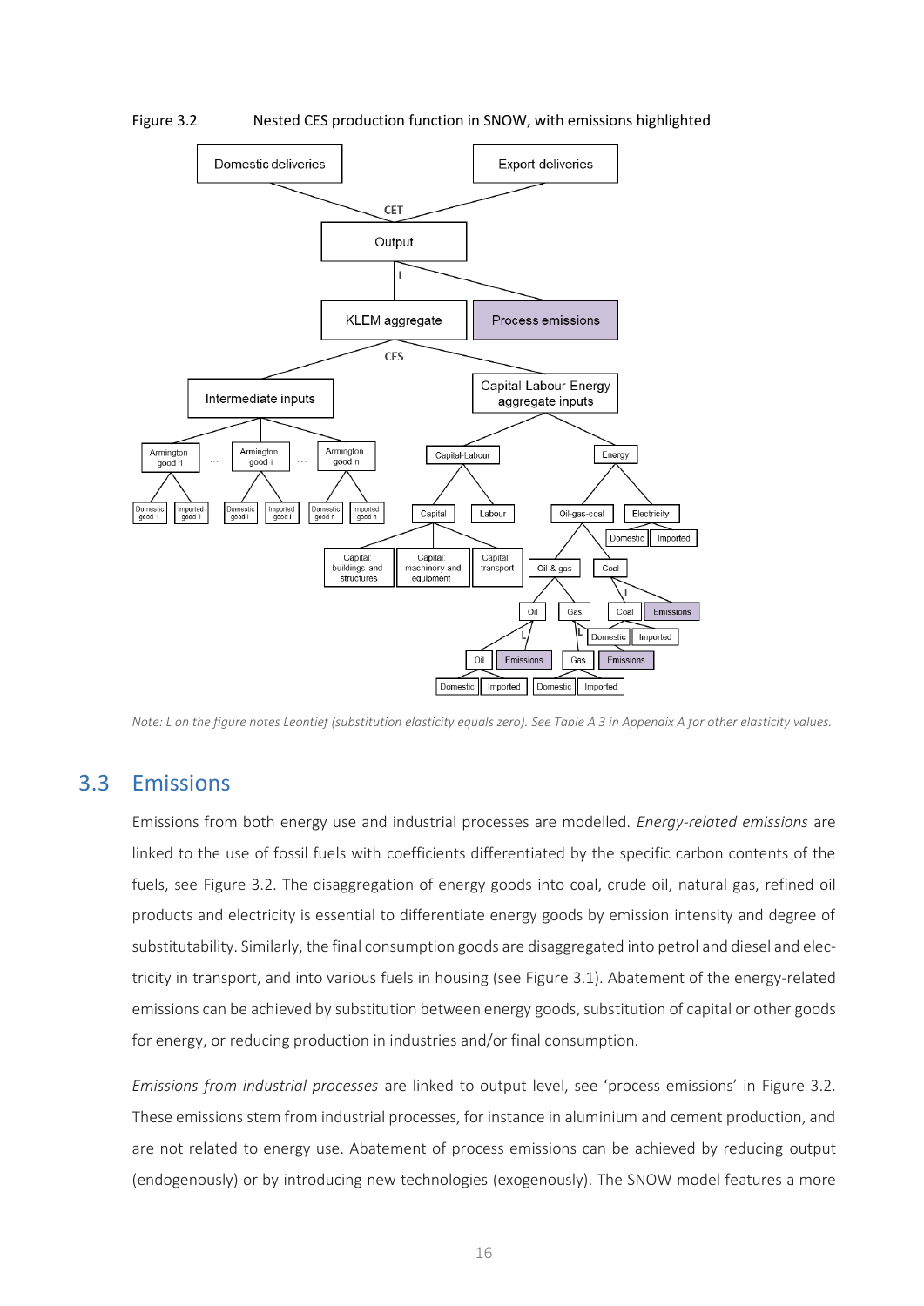Figure 3.2 Nested CES production function in SNOW, with emissions highlighted

*Note: L on the figure notes Leontief (substitution elasticity equals zero). See Table A 3 in Appendix A for other elasticity values.*

## 3.3 Emissions

Emissions from both energy use and industrial processes are modelled. *Energy-related emissions* are linked to the use of fossil fuels with coefficients differentiated by the specific carbon contents of the fuels, see Figure 3.2. The disaggregation of energy goods into coal, crude oil, natural gas, refined oil products and electricity is essential to differentiate energy goods by emission intensity and degree of substitutability. Similarly, the final consumption goods are disaggregated into petrol and diesel and electricity in transport, and into various fuels in housing (see Figure 3.1). Abatement of the energy-related emissions can be achieved by substitution between energy goods, substitution of capital or other goods for energy, or reducing production in industries and/or final consumption.

*Emissions from industrial processes* are linked to output level, see 'process emissions' in Figure 3.2. These emissions stem from industrial processes, for instance in aluminium and cement production, and are not related to energy use. Abatement of process emissions can be achieved by reducing output (endogenously) or by introducing new technologies (exogenously). The SNOW model features a more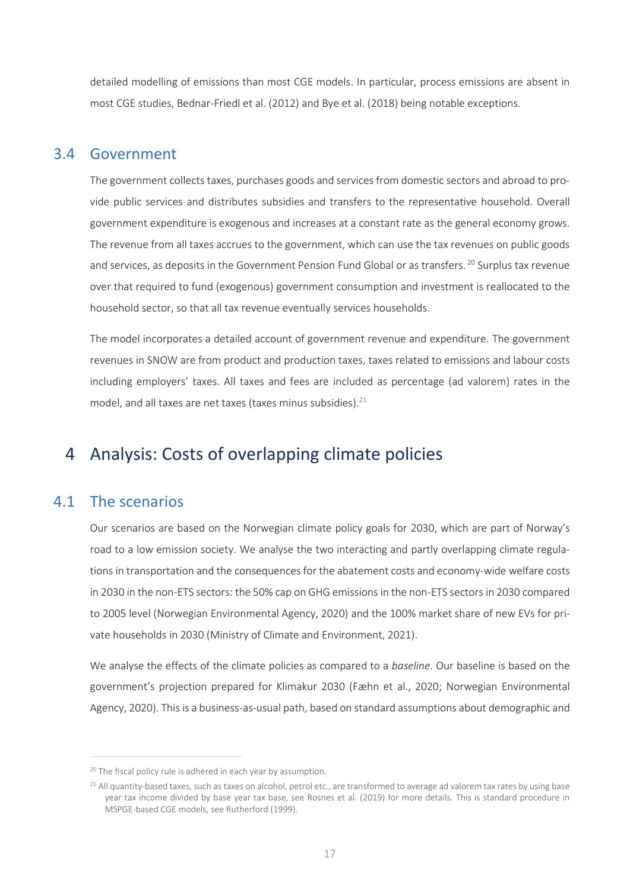detailed modelling of emissions than most CGE models. In particular, process emissions are absent in most CGE studies, Bednar-Friedl et al. (2012) and Bye et al. (2018) being notable exceptions.

## 3.4 Government

The government collects taxes, purchases goods and services from domestic sectors and abroad to provide public services and distributes subsidies and transfers to the representative household. Overall government expenditure is exogenous and increases at a constant rate as the general economy grows. The revenue from all taxes accrues to the government, which can use the tax revenues on public goods and services, as deposits in the Government Pension Fund Global or as transfers. [20] Surplus tax revenue over that required to fund (exogenous) government consumption and investment is reallocated to the household sector, so that all tax revenue eventually services households.

The model incorporates a detailed account of government revenue and expenditure. The government revenues in SNOW are from product and production taxes, taxes related to emissions and labour costs including employers' taxes. All taxes and fees are included as percentage (ad valorem) rates in the model, and all taxes are net taxes (taxes minus subsidies).[21]

# 4 Analysis: Costs of overlapping climate policies

## 4.1 The scenarios

Our scenarios are based on the Norwegian climate policy goals for 2030, which are part of Norway's road to a low emission society. We analyse the two interacting and partly overlapping climate regulations in transportation and the consequences for the abatement costs and economy-wide welfare costs in 2030 in the non-ETS sectors: the 50% cap on GHG emissions in the non-ETS sectors in 2030 compared to 2005 level (Norwegian Environmental Agency, 2020) and the 100% market share of new EVs for private households in 2030 (Ministry of Climate and Environment, 2021).

We analyse the effects of the climate policies as compared to a *baseline*. Our baseline is based on the government's projection prepared for Klimakur 2030 (Fæhn et al., 2020; Norwegian Environmental Agency, 2020). This is a business-as-usual path, based on standard assumptions about demographic and

---

[20] The fiscal policy rule is adhered in each year by assumption.

[21] All quantity-based taxes, such as taxes on alcohol, petrol etc., are transformed to average ad valorem tax rates by using base year tax income divided by base year tax base, see Rosnes et al. (2019) for more details. This is standard procedure in MSPGE-based CGE models, see Rutherford (1999).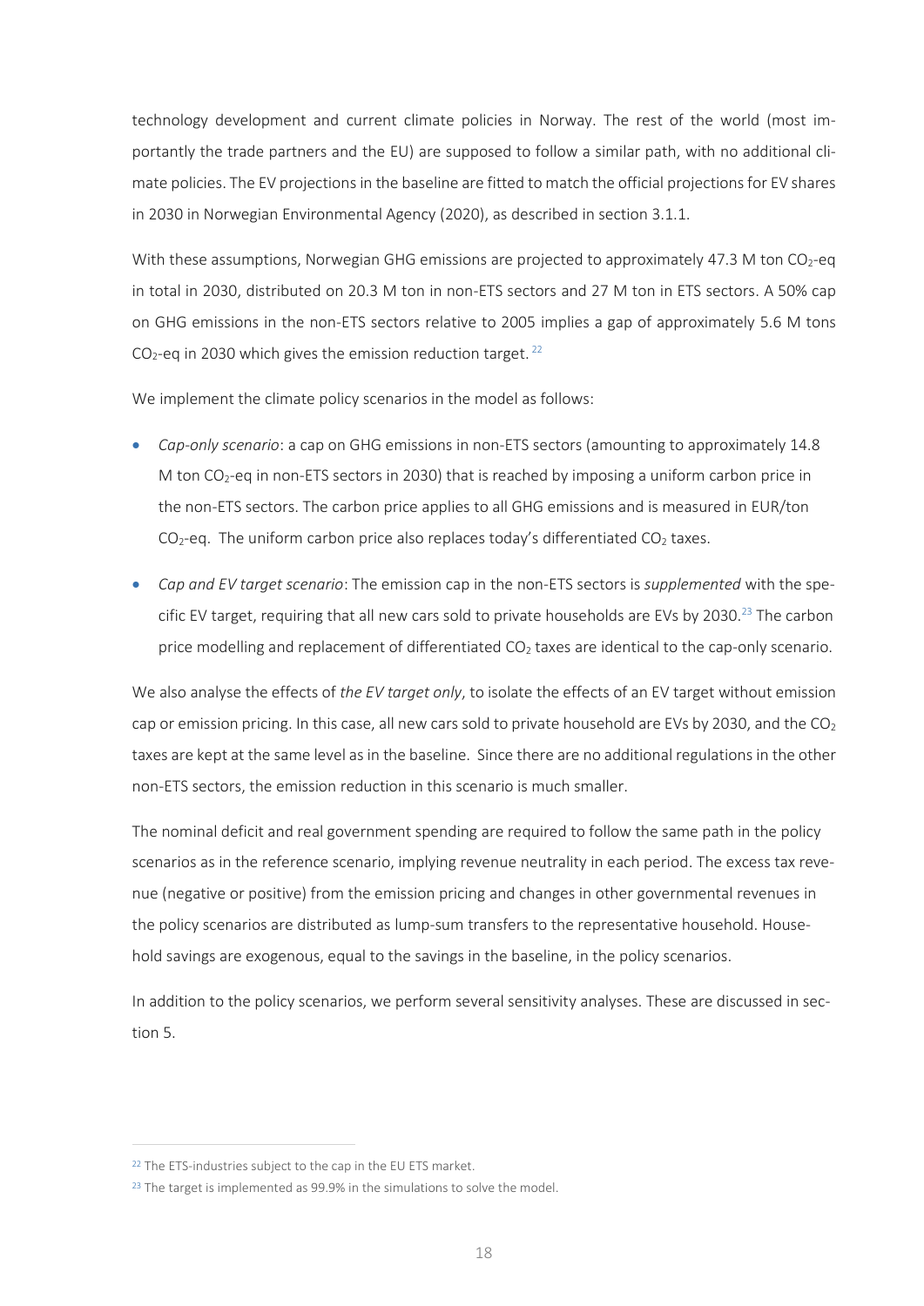technology development and current climate policies in Norway. The rest of the world (most importantly the trade partners and the EU) are supposed to follow a similar path, with no additional climate policies. The EV projections in the baseline are fitted to match the official projections for EV shares in 2030 in Norwegian Environmental Agency (2020), as described in section 3.1.1.

With these assumptions, Norwegian GHG emissions are projected to approximately 47.3 M ton $CO_2$-eq in total in 2030, distributed on 20.3 M ton in non-ETS sectors and 27 M ton in ETS sectors. A 50% cap on GHG emissions in the non-ETS sectors relative to 2005 implies a gap of approximately 5.6 M tons $CO_2$-eq in 2030 which gives the emission reduction target. [22]

We implement the climate policy scenarios in the model as follows:

- *Cap-only scenario*: a cap on GHG emissions in non-ETS sectors (amounting to approximately 14.8 M ton $CO_2$-eq in non-ETS sectors in 2030) that is reached by imposing a uniform carbon price in the non-ETS sectors. The carbon price applies to all GHG emissions and is measured in EUR/ton $CO_2$-eq. The uniform carbon price also replaces today's differentiated $CO_2$ taxes.
- *Cap and EV target scenario*: The emission cap in the non-ETS sectors is *supplemented* with the specific EV target, requiring that all new cars sold to private households are EVs by 2030.[23] The carbon price modelling and replacement of differentiated $CO_2$ taxes are identical to the cap-only scenario.

We also analyse the effects of *the EV target only*, to isolate the effects of an EV target without emission cap or emission pricing. In this case, all new cars sold to private household are EVs by 2030, and the $CO_2$ taxes are kept at the same level as in the baseline. Since there are no additional regulations in the other non-ETS sectors, the emission reduction in this scenario is much smaller.

The nominal deficit and real government spending are required to follow the same path in the policy scenarios as in the reference scenario, implying revenue neutrality in each period. The excess tax revenue (negative or positive) from the emission pricing and changes in other governmental revenues in the policy scenarios are distributed as lump-sum transfers to the representative household. Household savings are exogenous, equal to the savings in the baseline, in the policy scenarios.

In addition to the policy scenarios, we perform several sensitivity analyses. These are discussed in section 5.

---

[22] The ETS-industries subject to the cap in the EU ETS market.

[23] The target is implemented as 99.9% in the simulations to solve the model.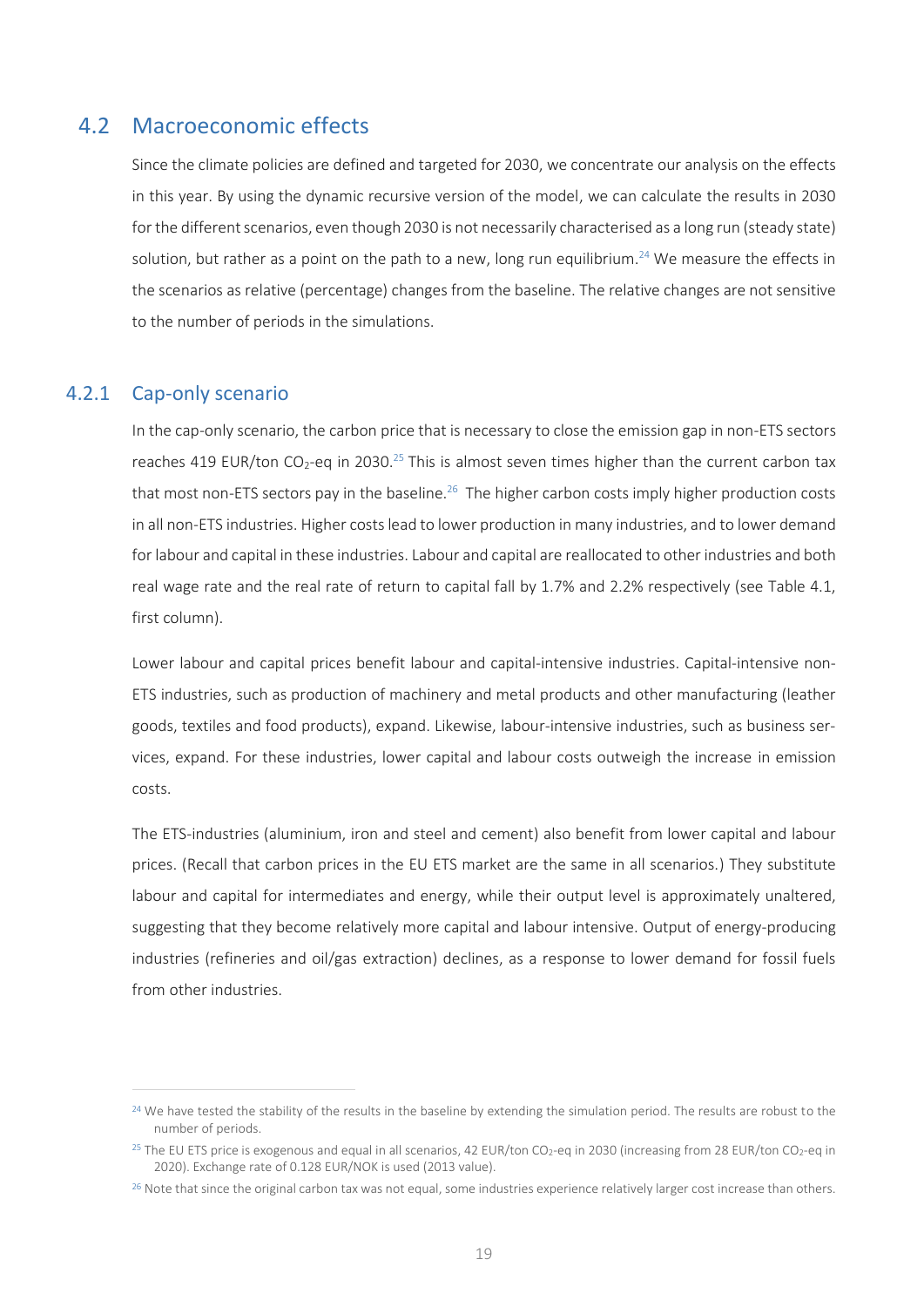## 4.2 Macroeconomic effects

Since the climate policies are defined and targeted for 2030, we concentrate our analysis on the effects in this year. By using the dynamic recursive version of the model, we can calculate the results in 2030 for the different scenarios, even though 2030 is not necessarily characterised as a long run (steady state) solution, but rather as a point on the path to a new, long run equilibrium.[24] We measure the effects in the scenarios as relative (percentage) changes from the baseline. The relative changes are not sensitive to the number of periods in the simulations.

### 4.2.1 Cap-only scenario

In the cap-only scenario, the carbon price that is necessary to close the emission gap in non-ETS sectors reaches 419 EUR/ton $CO_2$-eq in 2030.[25] This is almost seven times higher than the current carbon tax that most non-ETS sectors pay in the baseline.[26] The higher carbon costs imply higher production costs in all non-ETS industries. Higher costs lead to lower production in many industries, and to lower demand for labour and capital in these industries. Labour and capital are reallocated to other industries and both real wage rate and the real rate of return to capital fall by 1.7% and 2.2% respectively (see Table 4.1, first column).

Lower labour and capital prices benefit labour and capital-intensive industries. Capital-intensive non-ETS industries, such as production of machinery and metal products and other manufacturing (leather goods, textiles and food products), expand. Likewise, labour-intensive industries, such as business services, expand. For these industries, lower capital and labour costs outweigh the increase in emission costs.

The ETS-industries (aluminium, iron and steel and cement) also benefit from lower capital and labour prices. (Recall that carbon prices in the EU ETS market are the same in all scenarios.) They substitute labour and capital for intermediates and energy, while their output level is approximately unaltered, suggesting that they become relatively more capital and labour intensive. Output of energy-producing industries (refineries and oil/gas extraction) declines, as a response to lower demand for fossil fuels from other industries.

---

[24] We have tested the stability of the results in the baseline by extending the simulation period. The results are robust to the number of periods.

[25] The EU ETS price is exogenous and equal in all scenarios, 42 EUR/ton $CO_2$-eq in 2030 (increasing from 28 EUR/ton $CO_2$-eq in 2020). Exchange rate of 0.128 EUR/NOK is used (2013 value).

[26] Note that since the original carbon tax was not equal, some industries experience relatively larger cost increase than others.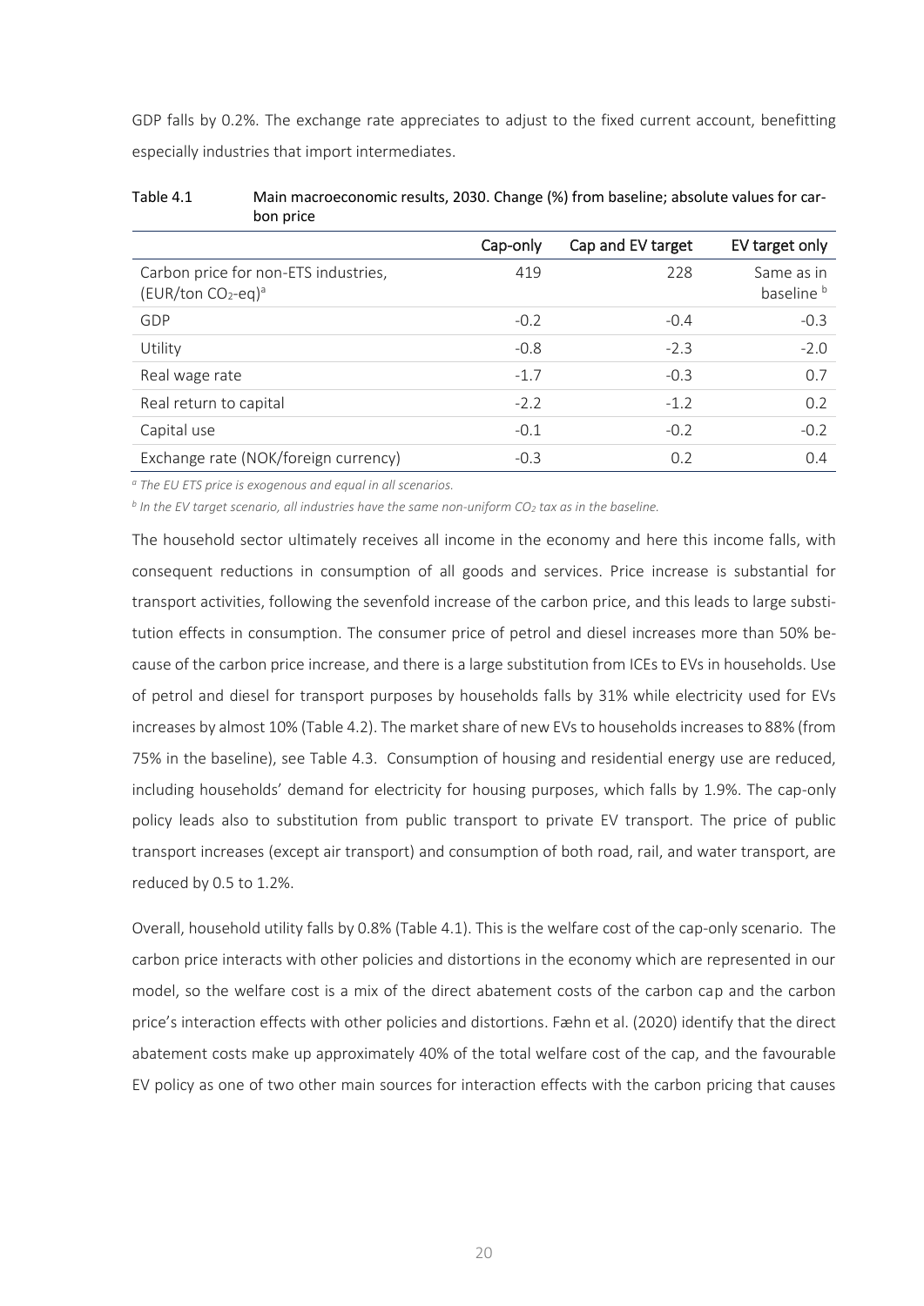GDP falls by 0.2%. The exchange rate appreciates to adjust to the fixed current account, benefitting especially industries that import intermediates.

Table 4.1 Main macroeconomic results, 2030. Change (%) from baseline; absolute values for carbon price

| | Cap-only | Cap and EV target | EV target only |
|---|---|---|---|
| Carbon price for non-ETS industries, (EUR/ton $CO_2$-eq)[a] | 419 | 228 | Same as in baseline [b] |
| GDP | -0.2 | -0.4 | -0.3 |
| Utility | -0.8 | -2.3 | -2.0 |
| Real wage rate | -1.7 | -0.3 | 0.7 |
| Real return to capital | -2.2 | -1.2 | 0.2 |
| Capital use | -0.1 | -0.2 | -0.2 |
| Exchange rate (NOK/foreign currency) | -0.3 | 0.2 | 0.4 |

[a] *The EU ETS price is exogenous and equal in all scenarios.*

[b] *In the EV target scenario, all industries have the same non-uniform $CO_2$ tax as in the baseline.*

The household sector ultimately receives all income in the economy and here this income falls, with consequent reductions in consumption of all goods and services. Price increase is substantial for transport activities, following the sevenfold increase of the carbon price, and this leads to large substitution effects in consumption. The consumer price of petrol and diesel increases more than 50% because of the carbon price increase, and there is a large substitution from ICEs to EVs in households. Use of petrol and diesel for transport purposes by households falls by 31% while electricity used for EVs increases by almost 10% (Table 4.2). The market share of new EVs to households increases to 88% (from 75% in the baseline), see Table 4.3. Consumption of housing and residential energy use are reduced, including households' demand for electricity for housing purposes, which falls by 1.9%. The cap-only policy leads also to substitution from public transport to private EV transport. The price of public transport increases (except air transport) and consumption of both road, rail, and water transport, are reduced by 0.5 to 1.2%.

Overall, household utility falls by 0.8% (Table 4.1). This is the welfare cost of the cap-only scenario. The carbon price interacts with other policies and distortions in the economy which are represented in our model, so the welfare cost is a mix of the direct abatement costs of the carbon cap and the carbon price's interaction effects with other policies and distortions. Fæhn et al. (2020) identify that the direct abatement costs make up approximately 40% of the total welfare cost of the cap, and the favourable EV policy as one of two other main sources for interaction effects with the carbon pricing that causes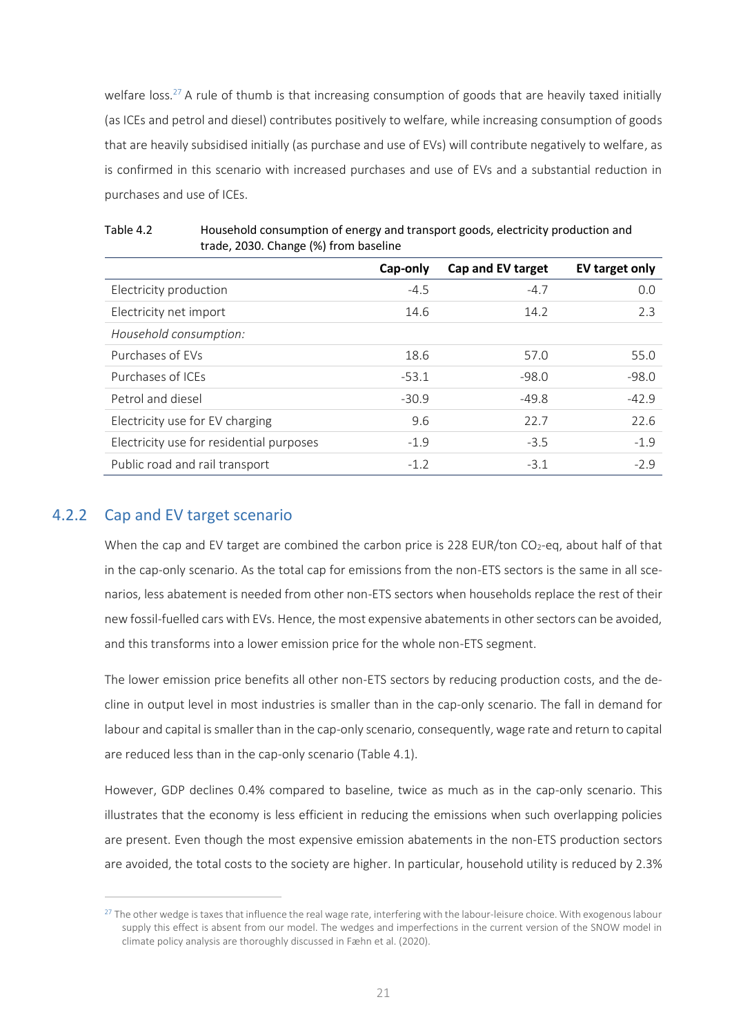welfare loss.[27] A rule of thumb is that increasing consumption of goods that are heavily taxed initially (as ICEs and petrol and diesel) contributes positively to welfare, while increasing consumption of goods that are heavily subsidised initially (as purchase and use of EVs) will contribute negatively to welfare, as is confirmed in this scenario with increased purchases and use of EVs and a substantial reduction in purchases and use of ICEs.

Table 4.2 Household consumption of energy and transport goods, electricity production and trade, 2030. Change (%) from baseline

| | Cap-only | Cap and EV target | EV target only |
|---|---|---|---|
| Electricity production | -4.5 | -4.7 | 0.0 |
| Electricity net import | 14.6 | 14.2 | 2.3 |
| *Household consumption:* | | | |
| Purchases of EVs | 18.6 | 57.0 | 55.0 |
| Purchases of ICEs | -53.1 | -98.0 | -98.0 |
| Petrol and diesel | -30.9 | -49.8 | -42.9 |
| Electricity use for EV charging | 9.6 | 22.7 | 22.6 |
| Electricity use for residential purposes | -1.9 | -3.5 | -1.9 |
| Public road and rail transport | -1.2 | -3.1 | -2.9 |

## 4.2.2 Cap and EV target scenario

When the cap and EV target are combined the carbon price is 228 EUR/ton $CO_2$-eq, about half of that in the cap-only scenario. As the total cap for emissions from the non-ETS sectors is the same in all scenarios, less abatement is needed from other non-ETS sectors when households replace the rest of their new fossil-fuelled cars with EVs. Hence, the most expensive abatements in other sectors can be avoided, and this transforms into a lower emission price for the whole non-ETS segment.

The lower emission price benefits all other non-ETS sectors by reducing production costs, and the decline in output level in most industries is smaller than in the cap-only scenario. The fall in demand for labour and capital is smaller than in the cap-only scenario, consequently, wage rate and return to capital are reduced less than in the cap-only scenario (Table 4.1).

However, GDP declines 0.4% compared to baseline, twice as much as in the cap-only scenario. This illustrates that the economy is less efficient in reducing the emissions when such overlapping policies are present. Even though the most expensive emission abatements in the non-ETS production sectors are avoided, the total costs to the society are higher. In particular, household utility is reduced by 2.3%

[27] The other wedge is taxes that influence the real wage rate, interfering with the labour-leisure choice. With exogenous labour supply this effect is absent from our model. The wedges and imperfections in the current version of the SNOW model in climate policy analysis are thoroughly discussed in Fæhn et al. (2020).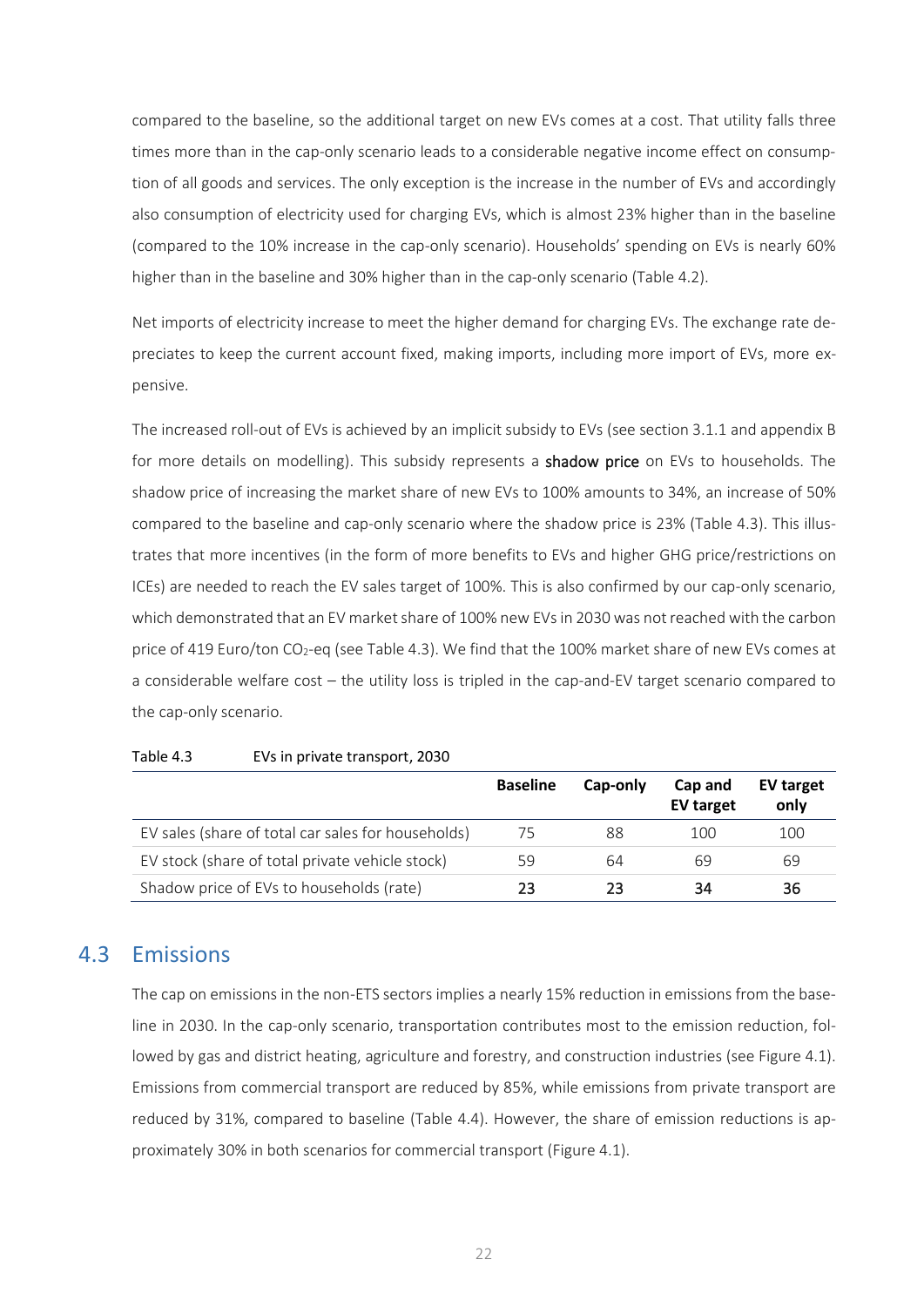compared to the baseline, so the additional target on new EVs comes at a cost. That utility falls three times more than in the cap-only scenario leads to a considerable negative income effect on consumption of all goods and services. The only exception is the increase in the number of EVs and accordingly also consumption of electricity used for charging EVs, which is almost 23% higher than in the baseline (compared to the 10% increase in the cap-only scenario). Households' spending on EVs is nearly 60% higher than in the baseline and 30% higher than in the cap-only scenario (Table 4.2).

Net imports of electricity increase to meet the higher demand for charging EVs. The exchange rate depreciates to keep the current account fixed, making imports, including more import of EVs, more expensive.

The increased roll-out of EVs is achieved by an implicit subsidy to EVs (see section 3.1.1 and appendix B for more details on modelling). This subsidy represents a **shadow price** on EVs to households. The shadow price of increasing the market share of new EVs to 100% amounts to 34%, an increase of 50% compared to the baseline and cap-only scenario where the shadow price is 23% (Table 4.3). This illustrates that more incentives (in the form of more benefits to EVs and higher GHG price/restrictions on ICEs) are needed to reach the EV sales target of 100%. This is also confirmed by our cap-only scenario, which demonstrated that an EV market share of 100% new EVs in 2030 was not reached with the carbon price of 419 Euro/ton $CO_2$-eq (see Table 4.3). We find that the 100% market share of new EVs comes at a considerable welfare cost – the utility loss is tripled in the cap-and-EV target scenario compared to the cap-only scenario.

Table 4.3 EVs in private transport, 2030

| | Baseline | Cap-only | Cap and EV target | EV target only |
|---|---|---|---|---|
| EV sales (share of total car sales for households) | 75 | 88 | 100 | 100 |
| EV stock (share of total private vehicle stock) | 59 | 64 | 69 | 69 |
| Shadow price of EVs to households (rate) | **23** | **23** | **34** | **36** |

## 4.3 Emissions

The cap on emissions in the non-ETS sectors implies a nearly 15% reduction in emissions from the baseline in 2030. In the cap-only scenario, transportation contributes most to the emission reduction, followed by gas and district heating, agriculture and forestry, and construction industries (see Figure 4.1). Emissions from commercial transport are reduced by 85%, while emissions from private transport are reduced by 31%, compared to baseline (Table 4.4). However, the share of emission reductions is approximately 30% in both scenarios for commercial transport (Figure 4.1).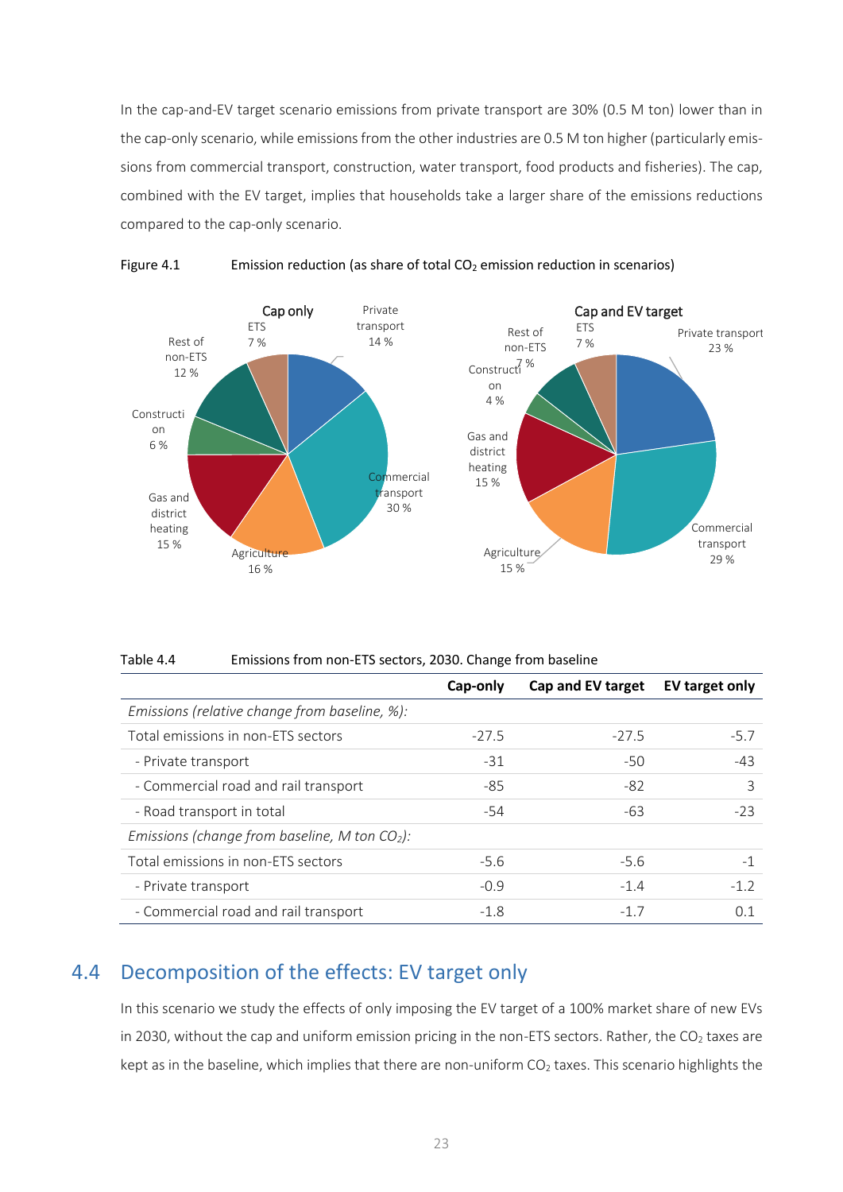In the cap-and-EV target scenario emissions from private transport are 30% (0.5 M ton) lower than in the cap-only scenario, while emissions from the other industries are 0.5 M ton higher (particularly emissions from commercial transport, construction, water transport, food products and fisheries). The cap, combined with the EV target, implies that households take a larger share of the emissions reductions compared to the cap-only scenario.

Figure 4.1 Emission reduction (as share of total $CO_2$ emission reduction in scenarios)

Table 4.4 Emissions from non-ETS sectors, 2030. Change from baseline

| | Cap-only | Cap and EV target | EV target only |
|---|---|---|---|
| *Emissions (relative change from baseline, %):* | | | |
| Total emissions in non-ETS sectors | -27.5 | -27.5 | -5.7 |
| - Private transport | -31 | -50 | -43 |
| - Commercial road and rail transport | -85 | -82 | 3 |
| - Road transport in total | -54 | -63 | -23 |
| *Emissions (change from baseline, M ton $CO_2$):* | | | |
| Total emissions in non-ETS sectors | -5.6 | -5.6 | -1 |
| - Private transport | -0.9 | -1.4 | -1.2 |
| - Commercial road and rail transport | -1.8 | -1.7 | 0.1 |

## 4.4 Decomposition of the effects: EV target only

In this scenario we study the effects of only imposing the EV target of a 100% market share of new EVs in 2030, without the cap and uniform emission pricing in the non-ETS sectors. Rather, the $CO_2$ taxes are kept as in the baseline, which implies that there are non-uniform $CO_2$ taxes. This scenario highlights the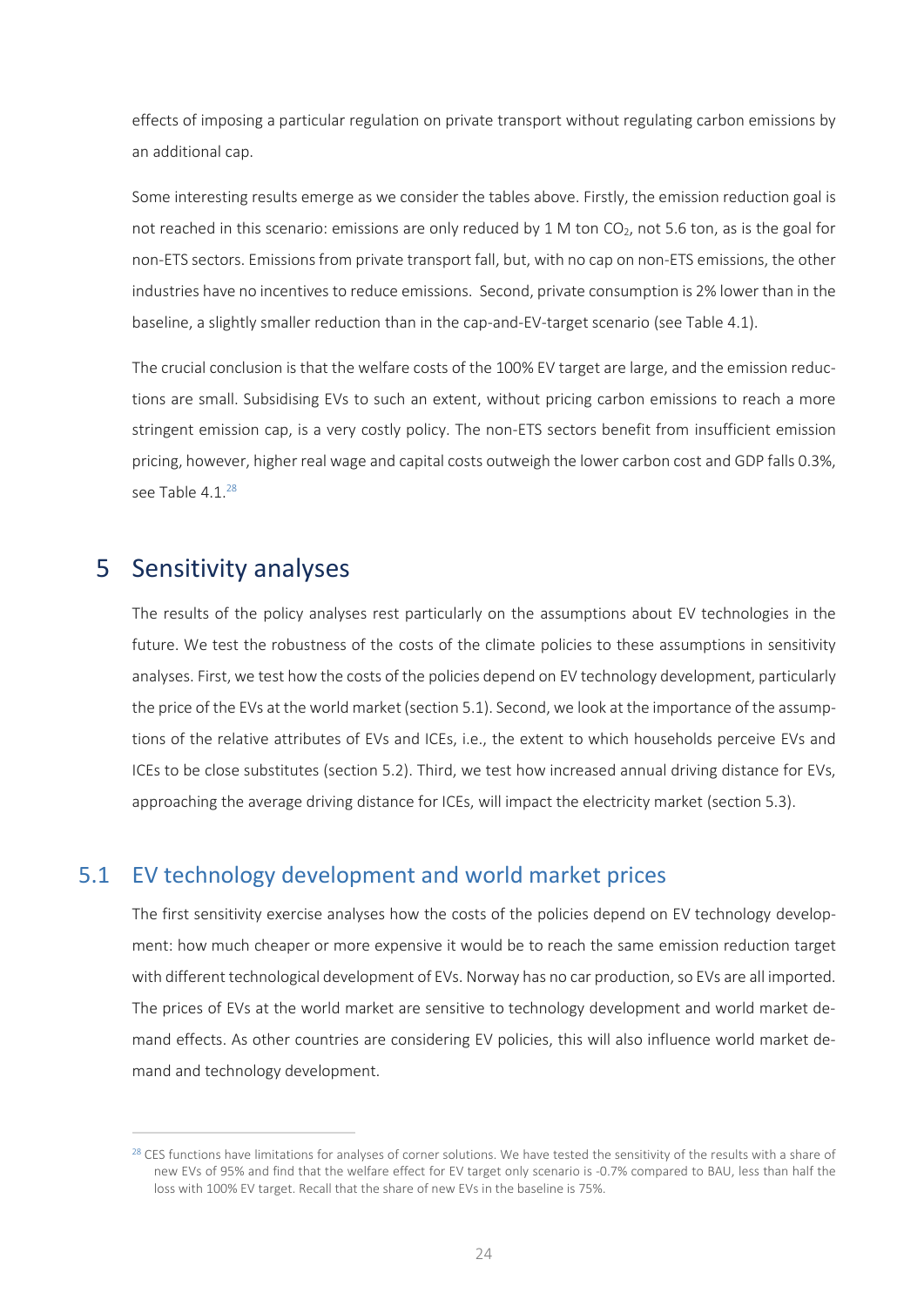effects of imposing a particular regulation on private transport without regulating carbon emissions by an additional cap.

Some interesting results emerge as we consider the tables above. Firstly, the emission reduction goal is not reached in this scenario: emissions are only reduced by 1 M ton $CO_2$, not 5.6 ton, as is the goal for non-ETS sectors. Emissions from private transport fall, but, with no cap on non-ETS emissions, the other industries have no incentives to reduce emissions. Second, private consumption is 2% lower than in the baseline, a slightly smaller reduction than in the cap-and-EV-target scenario (see Table 4.1).

The crucial conclusion is that the welfare costs of the 100% EV target are large, and the emission reductions are small. Subsidising EVs to such an extent, without pricing carbon emissions to reach a more stringent emission cap, is a very costly policy. The non-ETS sectors benefit from insufficient emission pricing, however, higher real wage and capital costs outweigh the lower carbon cost and GDP falls 0.3%, see Table 4.1.[28]

# 5 Sensitivity analyses

The results of the policy analyses rest particularly on the assumptions about EV technologies in the future. We test the robustness of the costs of the climate policies to these assumptions in sensitivity analyses. First, we test how the costs of the policies depend on EV technology development, particularly the price of the EVs at the world market (section 5.1). Second, we look at the importance of the assumptions of the relative attributes of EVs and ICEs, i.e., the extent to which households perceive EVs and ICEs to be close substitutes (section 5.2). Third, we test how increased annual driving distance for EVs, approaching the average driving distance for ICEs, will impact the electricity market (section 5.3).

## 5.1 EV technology development and world market prices

The first sensitivity exercise analyses how the costs of the policies depend on EV technology development: how much cheaper or more expensive it would be to reach the same emission reduction target with different technological development of EVs. Norway has no car production, so EVs are all imported. The prices of EVs at the world market are sensitive to technology development and world market demand effects. As other countries are considering EV policies, this will also influence world market demand and technology development.

[28] CES functions have limitations for analyses of corner solutions. We have tested the sensitivity of the results with a share of new EVs of 95% and find that the welfare effect for EV target only scenario is -0.7% compared to BAU, less than half the loss with 100% EV target. Recall that the share of new EVs in the baseline is 75%.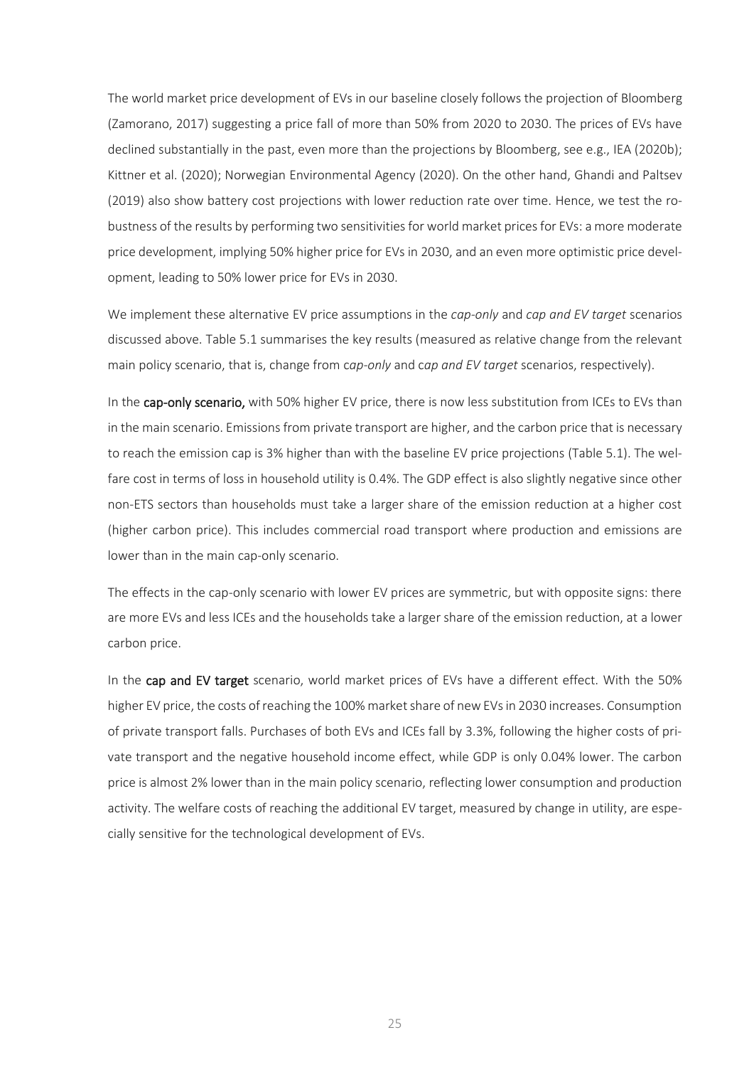The world market price development of EVs in our baseline closely follows the projection of Bloomberg (Zamorano, 2017) suggesting a price fall of more than 50% from 2020 to 2030. The prices of EVs have declined substantially in the past, even more than the projections by Bloomberg, see e.g., IEA (2020b); Kittner et al. (2020); Norwegian Environmental Agency (2020). On the other hand, Ghandi and Paltsev (2019) also show battery cost projections with lower reduction rate over time. Hence, we test the robustness of the results by performing two sensitivities for world market prices for EVs: a more moderate price development, implying 50% higher price for EVs in 2030, and an even more optimistic price development, leading to 50% lower price for EVs in 2030.

We implement these alternative EV price assumptions in the *cap-only* and *cap and EV target* scenarios discussed above. Table 5.1 summarises the key results (measured as relative change from the relevant main policy scenario, that is, change from c*ap-only* and c*ap and EV target* scenarios, respectively).

In the **cap-only scenario,** with 50% higher EV price, there is now less substitution from ICEs to EVs than in the main scenario. Emissions from private transport are higher, and the carbon price that is necessary to reach the emission cap is 3% higher than with the baseline EV price projections (Table 5.1). The welfare cost in terms of loss in household utility is 0.4%. The GDP effect is also slightly negative since other non-ETS sectors than households must take a larger share of the emission reduction at a higher cost (higher carbon price). This includes commercial road transport where production and emissions are lower than in the main cap-only scenario.

The effects in the cap-only scenario with lower EV prices are symmetric, but with opposite signs: there are more EVs and less ICEs and the households take a larger share of the emission reduction, at a lower carbon price.

In the **cap and EV target** scenario, world market prices of EVs have a different effect. With the 50% higher EV price, the costs of reaching the 100% market share of new EVs in 2030 increases. Consumption of private transport falls. Purchases of both EVs and ICEs fall by 3.3%, following the higher costs of private transport and the negative household income effect, while GDP is only 0.04% lower. The carbon price is almost 2% lower than in the main policy scenario, reflecting lower consumption and production activity. The welfare costs of reaching the additional EV target, measured by change in utility, are especially sensitive for the technological development of EVs.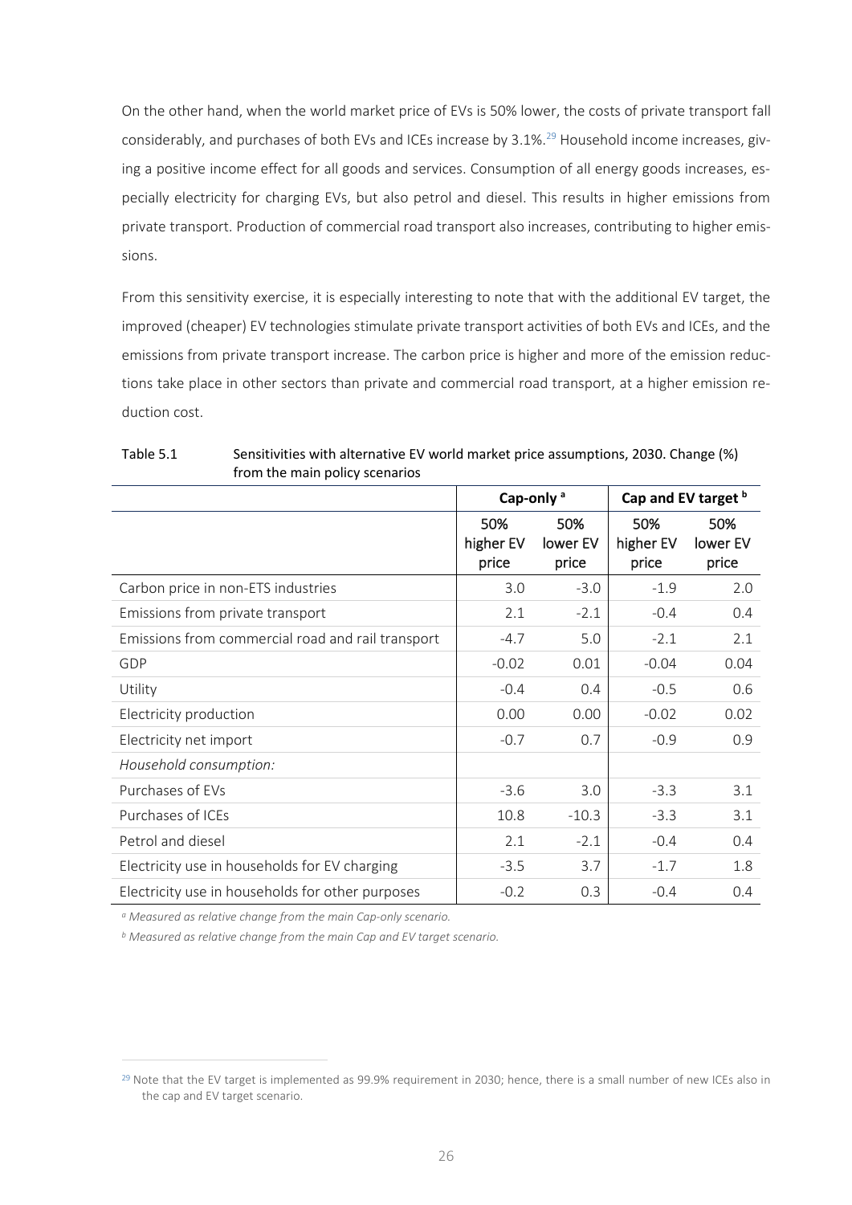On the other hand, when the world market price of EVs is 50% lower, the costs of private transport fall considerably, and purchases of both EVs and ICEs increase by 3.1%.[29] Household income increases, giving a positive income effect for all goods and services. Consumption of all energy goods increases, especially electricity for charging EVs, but also petrol and diesel. This results in higher emissions from private transport. Production of commercial road transport also increases, contributing to higher emissions.

From this sensitivity exercise, it is especially interesting to note that with the additional EV target, the improved (cheaper) EV technologies stimulate private transport activities of both EVs and ICEs, and the emissions from private transport increase. The carbon price is higher and more of the emission reductions take place in other sectors than private and commercial road transport, at a higher emission reduction cost.

Table 5.1 Sensitivities with alternative EV world market price assumptions, 2030. Change (%) from the main policy scenarios

| | Cap-only [a] | | Cap and EV target [b] | |
|---|---|---|---|---|
| | 50% higher EV price | 50% lower EV price | 50% higher EV price | 50% lower EV price |
| Carbon price in non-ETS industries | 3.0 | -3.0 | -1.9 | 2.0 |
| Emissions from private transport | 2.1 | -2.1 | -0.4 | 0.4 |
| Emissions from commercial road and rail transport | -4.7 | 5.0 | -2.1 | 2.1 |
| GDP | -0.02 | 0.01 | -0.04 | 0.04 |
| Utility | -0.4 | 0.4 | -0.5 | 0.6 |
| Electricity production | 0.00 | 0.00 | -0.02 | 0.02 |
| Electricity net import | -0.7 | 0.7 | -0.9 | 0.9 |
| *Household consumption:* | | | | |
| Purchases of EVs | -3.6 | 3.0 | -3.3 | 3.1 |
| Purchases of ICEs | 10.8 | -10.3 | -3.3 | 3.1 |
| Petrol and diesel | 2.1 | -2.1 | -0.4 | 0.4 |
| Electricity use in households for EV charging | -3.5 | 3.7 | -1.7 | 1.8 |
| Electricity use in households for other purposes | -0.2 | 0.3 | -0.4 | 0.4 |

*[a] Measured as relative change from the main Cap-only scenario.*

*[b] Measured as relative change from the main Cap and EV target scenario.*

[29] Note that the EV target is implemented as 99.9% requirement in 2030; hence, there is a small number of new ICEs also in the cap and EV target scenario.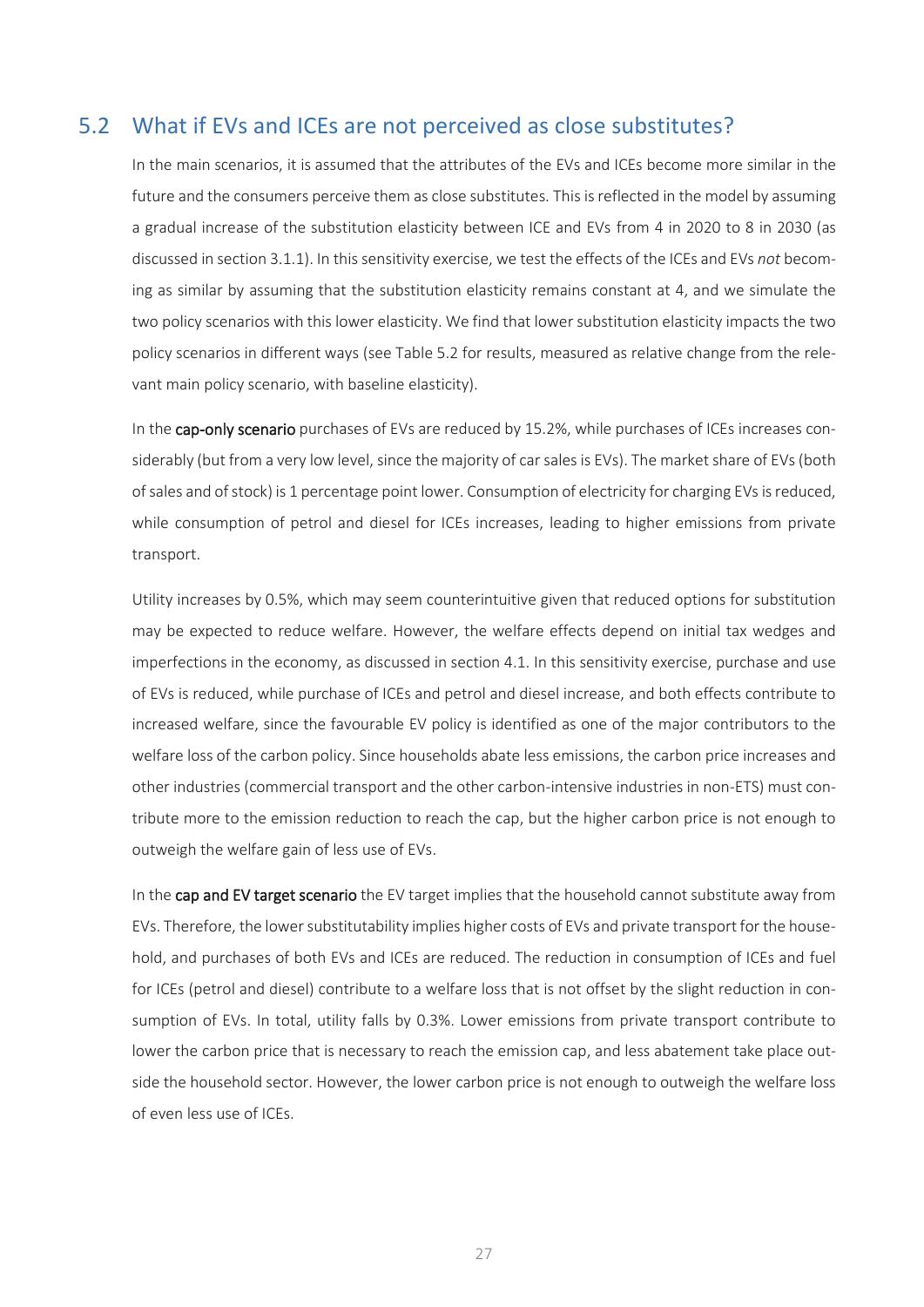## 5.2 What if EVs and ICEs are not perceived as close substitutes?

In the main scenarios, it is assumed that the attributes of the EVs and ICEs become more similar in the future and the consumers perceive them as close substitutes. This is reflected in the model by assuming a gradual increase of the substitution elasticity between ICE and EVs from 4 in 2020 to 8 in 2030 (as discussed in section 3.1.1). In this sensitivity exercise, we test the effects of the ICEs and EVs *not* becoming as similar by assuming that the substitution elasticity remains constant at 4, and we simulate the two policy scenarios with this lower elasticity. We find that lower substitution elasticity impacts the two policy scenarios in different ways (see Table 5.2 for results, measured as relative change from the relevant main policy scenario, with baseline elasticity).

In the **cap-only scenario** purchases of EVs are reduced by 15.2%, while purchases of ICEs increases considerably (but from a very low level, since the majority of car sales is EVs). The market share of EVs (both of sales and of stock) is 1 percentage point lower. Consumption of electricity for charging EVs is reduced, while consumption of petrol and diesel for ICEs increases, leading to higher emissions from private transport.

Utility increases by 0.5%, which may seem counterintuitive given that reduced options for substitution may be expected to reduce welfare. However, the welfare effects depend on initial tax wedges and imperfections in the economy, as discussed in section 4.1. In this sensitivity exercise, purchase and use of EVs is reduced, while purchase of ICEs and petrol and diesel increase, and both effects contribute to increased welfare, since the favourable EV policy is identified as one of the major contributors to the welfare loss of the carbon policy. Since households abate less emissions, the carbon price increases and other industries (commercial transport and the other carbon-intensive industries in non-ETS) must contribute more to the emission reduction to reach the cap, but the higher carbon price is not enough to outweigh the welfare gain of less use of EVs.

In the **cap and EV target scenario** the EV target implies that the household cannot substitute away from EVs. Therefore, the lower substitutability implies higher costs of EVs and private transport for the household, and purchases of both EVs and ICEs are reduced. The reduction in consumption of ICEs and fuel for ICEs (petrol and diesel) contribute to a welfare loss that is not offset by the slight reduction in consumption of EVs. In total, utility falls by 0.3%. Lower emissions from private transport contribute to lower the carbon price that is necessary to reach the emission cap, and less abatement take place outside the household sector. However, the lower carbon price is not enough to outweigh the welfare loss of even less use of ICEs.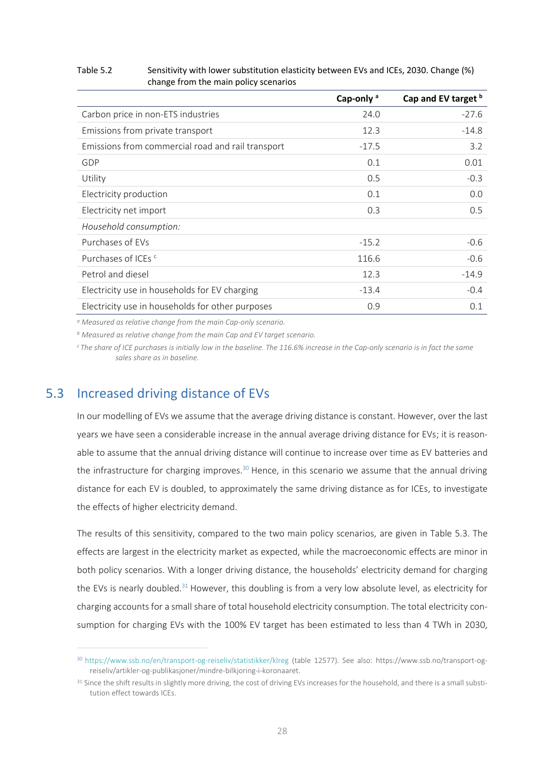Table 5.2 Sensitivity with lower substitution elasticity between EVs and ICEs, 2030. Change (%) change from the main policy scenarios

| | Cap-only [a] | Cap and EV target [b] |
|---|---|---|
| Carbon price in non-ETS industries | 24.0 | -27.6 |
| Emissions from private transport | 12.3 | -14.8 |
| Emissions from commercial road and rail transport | -17.5 | 3.2 |
| GDP | 0.1 | 0.01 |
| Utility | 0.5 | -0.3 |
| Electricity production | 0.1 | 0.0 |
| Electricity net import | 0.3 | 0.5 |
| *Household consumption:* | | |
| Purchases of EVs | -15.2 | -0.6 |
| Purchases of ICEs [c] | 116.6 | -0.6 |
| Petrol and diesel | 12.3 | -14.9 |
| Electricity use in households for EV charging | -13.4 | -0.4 |
| Electricity use in households for other purposes | 0.9 | 0.1 |

[a] *Measured as relative change from the main Cap-only scenario.*

[b] *Measured as relative change from the main Cap and EV target scenario.*

[c] *The share of ICE purchases is initially low in the baseline. The 116.6% increase in the Cap-only scenario is in fact the same sales share as in baseline.*

## 5.3 Increased driving distance of EVs

In our modelling of EVs we assume that the average driving distance is constant. However, over the last years we have seen a considerable increase in the annual average driving distance for EVs; it is reasonable to assume that the annual driving distance will continue to increase over time as EV batteries and the infrastructure for charging improves.[30] Hence, in this scenario we assume that the annual driving distance for each EV is doubled, to approximately the same driving distance as for ICEs, to investigate the effects of higher electricity demand.

The results of this sensitivity, compared to the two main policy scenarios, are given in Table 5.3. The effects are largest in the electricity market as expected, while the macroeconomic effects are minor in both policy scenarios. With a longer driving distance, the households' electricity demand for charging the EVs is nearly doubled.[31] However, this doubling is from a very low absolute level, as electricity for charging accounts for a small share of total household electricity consumption. The total electricity consumption for charging EVs with the 100% EV target has been estimated to less than 4 TWh in 2030,

[30] https://www.ssb.no/en/transport-og-reiseliv/statistikker/klreg (table 12577). See also: https://www.ssb.no/transport-og-reiseliv/artikler-og-publikasjoner/mindre-bilkjoring-i-koronaaret.

[31] Since the shift results in slightly more driving, the cost of driving EVs increases for the household, and there is a small substitution effect towards ICEs.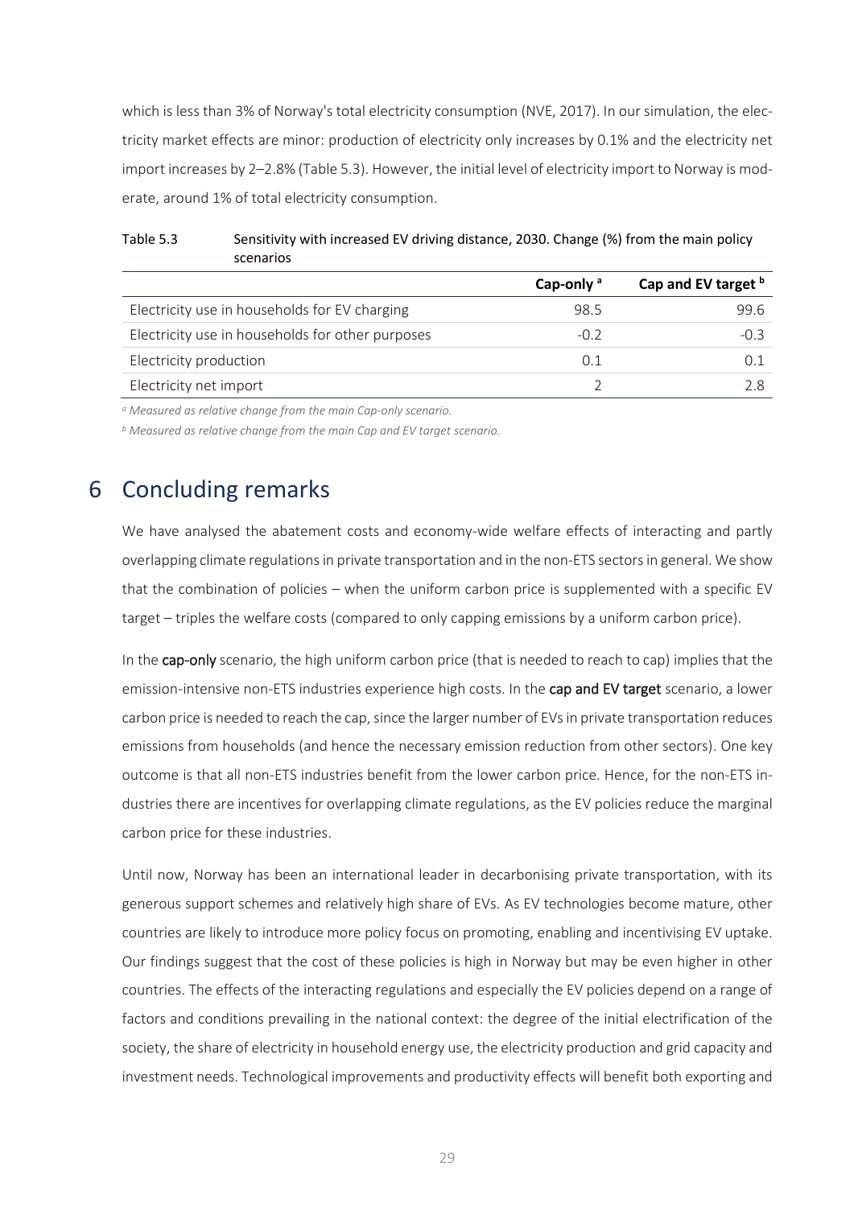which is less than 3% of Norway's total electricity consumption (NVE, 2017). In our simulation, the electricity market effects are minor: production of electricity only increases by 0.1% and the electricity net import increases by 2–2.8% (Table 5.3). However, the initial level of electricity import to Norway is moderate, around 1% of total electricity consumption.

Table 5.3 Sensitivity with increased EV driving distance, 2030. Change (%) from the main policy scenarios

| | Cap-only [a] | Cap and EV target [b] |
|---|---|---|
| Electricity use in households for EV charging | 98.5 | 99.6 |
| Electricity use in households for other purposes | -0.2 | -0.3 |
| Electricity production | 0.1 | 0.1 |
| Electricity net import | 2 | 2.8 |

[a] *Measured as relative change from the main Cap-only scenario.*

[b] *Measured as relative change from the main Cap and EV target scenario.*

# 6 Concluding remarks

We have analysed the abatement costs and economy-wide welfare effects of interacting and partly overlapping climate regulations in private transportation and in the non-ETS sectors in general. We show that the combination of policies – when the uniform carbon price is supplemented with a specific EV target – triples the welfare costs (compared to only capping emissions by a uniform carbon price).

In the **cap-only** scenario, the high uniform carbon price (that is needed to reach to cap) implies that the emission-intensive non-ETS industries experience high costs. In the **cap and EV target** scenario, a lower carbon price is needed to reach the cap, since the larger number of EVs in private transportation reduces emissions from households (and hence the necessary emission reduction from other sectors). One key outcome is that all non-ETS industries benefit from the lower carbon price. Hence, for the non-ETS industries there are incentives for overlapping climate regulations, as the EV policies reduce the marginal carbon price for these industries.

Until now, Norway has been an international leader in decarbonising private transportation, with its generous support schemes and relatively high share of EVs. As EV technologies become mature, other countries are likely to introduce more policy focus on promoting, enabling and incentivising EV uptake. Our findings suggest that the cost of these policies is high in Norway but may be even higher in other countries. The effects of the interacting regulations and especially the EV policies depend on a range of factors and conditions prevailing in the national context: the degree of the initial electrification of the society, the share of electricity in household energy use, the electricity production and grid capacity and investment needs. Technological improvements and productivity effects will benefit both exporting and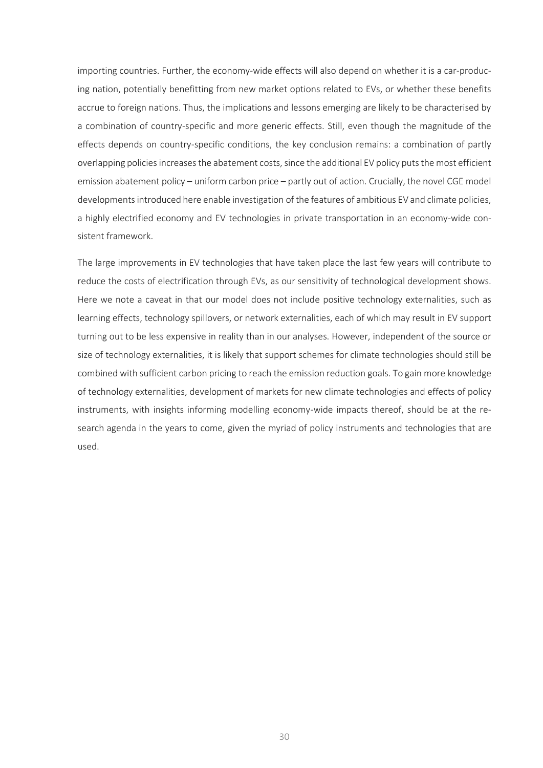importing countries. Further, the economy-wide effects will also depend on whether it is a car-producing nation, potentially benefitting from new market options related to EVs, or whether these benefits accrue to foreign nations. Thus, the implications and lessons emerging are likely to be characterised by a combination of country-specific and more generic effects. Still, even though the magnitude of the effects depends on country-specific conditions, the key conclusion remains: a combination of partly overlapping policies increases the abatement costs, since the additional EV policy puts the most efficient emission abatement policy – uniform carbon price – partly out of action. Crucially, the novel CGE model developments introduced here enable investigation of the features of ambitious EV and climate policies, a highly electrified economy and EV technologies in private transportation in an economy-wide consistent framework.

The large improvements in EV technologies that have taken place the last few years will contribute to reduce the costs of electrification through EVs, as our sensitivity of technological development shows. Here we note a caveat in that our model does not include positive technology externalities, such as learning effects, technology spillovers, or network externalities, each of which may result in EV support turning out to be less expensive in reality than in our analyses. However, independent of the source or size of technology externalities, it is likely that support schemes for climate technologies should still be combined with sufficient carbon pricing to reach the emission reduction goals. To gain more knowledge of technology externalities, development of markets for new climate technologies and effects of policy instruments, with insights informing modelling economy-wide impacts thereof, should be at the research agenda in the years to come, given the myriad of policy instruments and technologies that are used.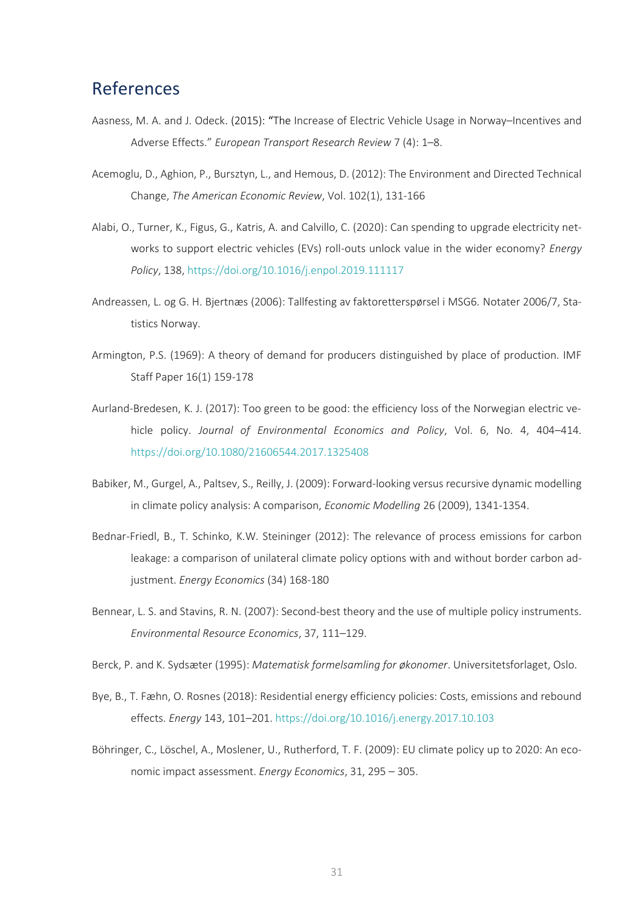## References

Aasness, M. A. and J. Odeck. (2015): "The Increase of Electric Vehicle Usage in Norway–Incentives and Adverse Effects." *European Transport Research Review* 7 (4): 1–8.

Acemoglu, D., Aghion, P., Bursztyn, L., and Hemous, D. (2012): The Environment and Directed Technical Change, *The American Economic Review*, Vol. 102(1), 131-166

Alabi, O., Turner, K., Figus, G., Katris, A. and Calvillo, C. (2020): Can spending to upgrade electricity networks to support electric vehicles (EVs) roll-outs unlock value in the wider economy? *Energy Policy*, 138, https://doi.org/10.1016/j.enpol.2019.111117

Andreassen, L. og G. H. Bjertnæs (2006): Tallfesting av faktoretterspørsel i MSG6. Notater 2006/7, Statistics Norway.

Armington, P.S. (1969): A theory of demand for producers distinguished by place of production. IMF Staff Paper 16(1) 159-178

Aurland-Bredesen, K. J. (2017): Too green to be good: the efficiency loss of the Norwegian electric vehicle policy. *Journal of Environmental Economics and Policy*, Vol. 6, No. 4, 404–414. https://doi.org/10.1080/21606544.2017.1325408

Babiker, M., Gurgel, A., Paltsev, S., Reilly, J. (2009): Forward-looking versus recursive dynamic modelling in climate policy analysis: A comparison, *Economic Modelling* 26 (2009), 1341-1354.

Bednar-Friedl, B., T. Schinko, K.W. Steininger (2012): The relevance of process emissions for carbon leakage: a comparison of unilateral climate policy options with and without border carbon adjustment. *Energy Economics* (34) 168-180

Bennear, L. S. and Stavins, R. N. (2007): Second-best theory and the use of multiple policy instruments. *Environmental Resource Economics*, 37, 111–129.

Berck, P. and K. Sydsæter (1995): *Matematisk formelsamling for økonomer*. Universitetsforlaget, Oslo.

Bye, B., T. Fæhn, O. Rosnes (2018): Residential energy efficiency policies: Costs, emissions and rebound effects. *Energy* 143, 101–201. https://doi.org/10.1016/j.energy.2017.10.103

Böhringer, C., Löschel, A., Moslener, U., Rutherford, T. F. (2009): EU climate policy up to 2020: An economic impact assessment. *Energy Economics*, 31, 295 – 305.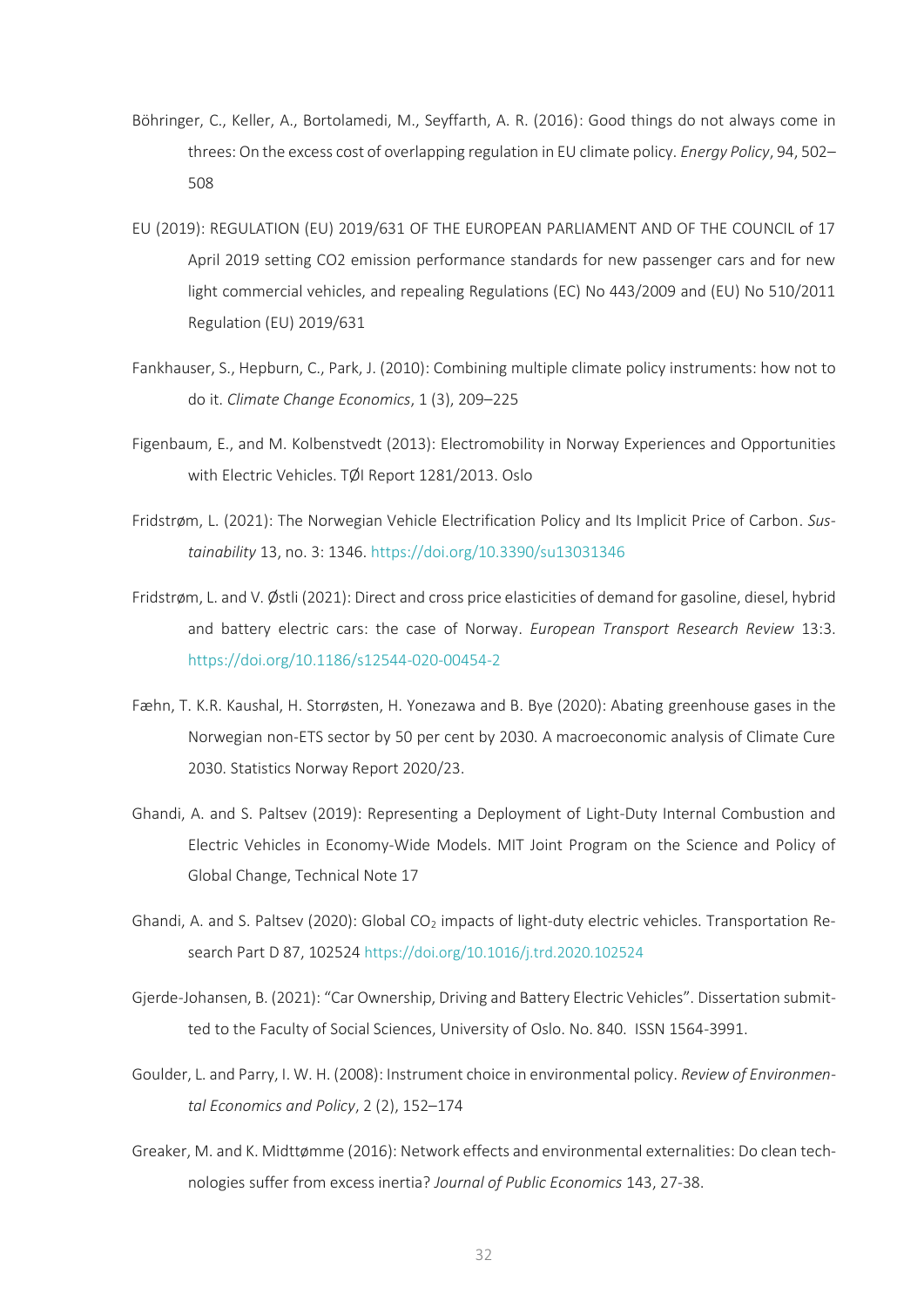Böhringer, C., Keller, A., Bortolamedi, M., Seyffarth, A. R. (2016): Good things do not always come in threes: On the excess cost of overlapping regulation in EU climate policy. *Energy Policy*, 94, 502–508

EU (2019): REGULATION (EU) 2019/631 OF THE EUROPEAN PARLIAMENT AND OF THE COUNCIL of 17 April 2019 setting CO2 emission performance standards for new passenger cars and for new light commercial vehicles, and repealing Regulations (EC) No 443/2009 and (EU) No 510/2011 Regulation (EU) 2019/631

Fankhauser, S., Hepburn, C., Park, J. (2010): Combining multiple climate policy instruments: how not to do it. *Climate Change Economics*, 1 (3), 209–225

Figenbaum, E., and M. Kolbenstvedt (2013): Electromobility in Norway Experiences and Opportunities with Electric Vehicles. TØI Report 1281/2013. Oslo

Fridstrøm, L. (2021): The Norwegian Vehicle Electrification Policy and Its Implicit Price of Carbon. *Sustainability* 13, no. 3: 1346. https://doi.org/10.3390/su13031346

Fridstrøm, L. and V. Østli (2021): Direct and cross price elasticities of demand for gasoline, diesel, hybrid and battery electric cars: the case of Norway. *European Transport Research Review* 13:3. https://doi.org/10.1186/s12544-020-00454-2

Fæhn, T. K.R. Kaushal, H. Storrøsten, H. Yonezawa and B. Bye (2020): Abating greenhouse gases in the Norwegian non-ETS sector by 50 per cent by 2030. A macroeconomic analysis of Climate Cure 2030. Statistics Norway Report 2020/23.

Ghandi, A. and S. Paltsev (2019): Representing a Deployment of Light-Duty Internal Combustion and Electric Vehicles in Economy-Wide Models. MIT Joint Program on the Science and Policy of Global Change, Technical Note 17

Ghandi, A. and S. Paltsev (2020): Global $CO_2$ impacts of light-duty electric vehicles. Transportation Research Part D 87, 102524 https://doi.org/10.1016/j.trd.2020.102524

Gjerde-Johansen, B. (2021): "Car Ownership, Driving and Battery Electric Vehicles". Dissertation submitted to the Faculty of Social Sciences, University of Oslo. No. 840. ISSN 1564-3991.

Goulder, L. and Parry, I. W. H. (2008): Instrument choice in environmental policy. *Review of Environmental Economics and Policy*, 2 (2), 152–174

Greaker, M. and K. Midttømme (2016): Network effects and environmental externalities: Do clean technologies suffer from excess inertia? *Journal of Public Economics* 143, 27-38.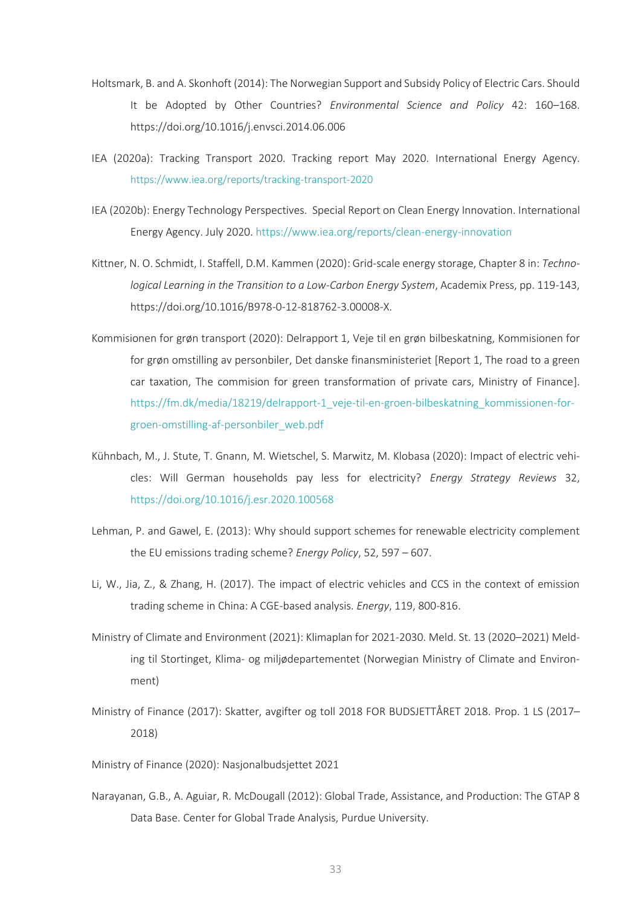Holtsmark, B. and A. Skonhoft (2014): The Norwegian Support and Subsidy Policy of Electric Cars. Should It be Adopted by Other Countries? *Environmental Science and Policy* 42: 160–168. https://doi.org/10.1016/j.envsci.2014.06.006

IEA (2020a): Tracking Transport 2020. Tracking report May 2020. International Energy Agency. https://www.iea.org/reports/tracking-transport-2020

IEA (2020b): Energy Technology Perspectives. Special Report on Clean Energy Innovation. International Energy Agency. July 2020. https://www.iea.org/reports/clean-energy-innovation

Kittner, N. O. Schmidt, I. Staffell, D.M. Kammen (2020): Grid-scale energy storage, Chapter 8 in: *Technological Learning in the Transition to a Low-Carbon Energy System*, Academix Press, pp. 119-143, https://doi.org/10.1016/B978-0-12-818762-3.00008-X.

Kommisionen for grøn transport (2020): Delrapport 1, Veje til en grøn bilbeskatning, Kommisionen for for grøn omstilling av personbiler, Det danske finansministeriet [Report 1, The road to a green car taxation, The commision for green transformation of private cars, Ministry of Finance]. https://fm.dk/media/18219/delrapport-1_veje-til-en-groen-bilbeskatning_kommissionen-for-groen-omstilling-af-personbiler_web.pdf

Kühnbach, M., J. Stute, T. Gnann, M. Wietschel, S. Marwitz, M. Klobasa (2020): Impact of electric vehicles: Will German households pay less for electricity? *Energy Strategy Reviews* 32, https://doi.org/10.1016/j.esr.2020.100568

Lehman, P. and Gawel, E. (2013): Why should support schemes for renewable electricity complement the EU emissions trading scheme? *Energy Policy*, 52, 597 – 607.

Li, W., Jia, Z., & Zhang, H. (2017). The impact of electric vehicles and CCS in the context of emission trading scheme in China: A CGE-based analysis. *Energy*, 119, 800-816.

Ministry of Climate and Environment (2021): Klimaplan for 2021-2030. Meld. St. 13 (2020–2021) Melding til Stortinget, Klima- og miljødepartementet (Norwegian Ministry of Climate and Environment)

Ministry of Finance (2017): Skatter, avgifter og toll 2018 FOR BUDSJETTÅRET 2018. Prop. 1 LS (2017–2018)

Ministry of Finance (2020): Nasjonalbudsjettet 2021

Narayanan, G.B., A. Aguiar, R. McDougall (2012): Global Trade, Assistance, and Production: The GTAP 8 Data Base. Center for Global Trade Analysis, Purdue University.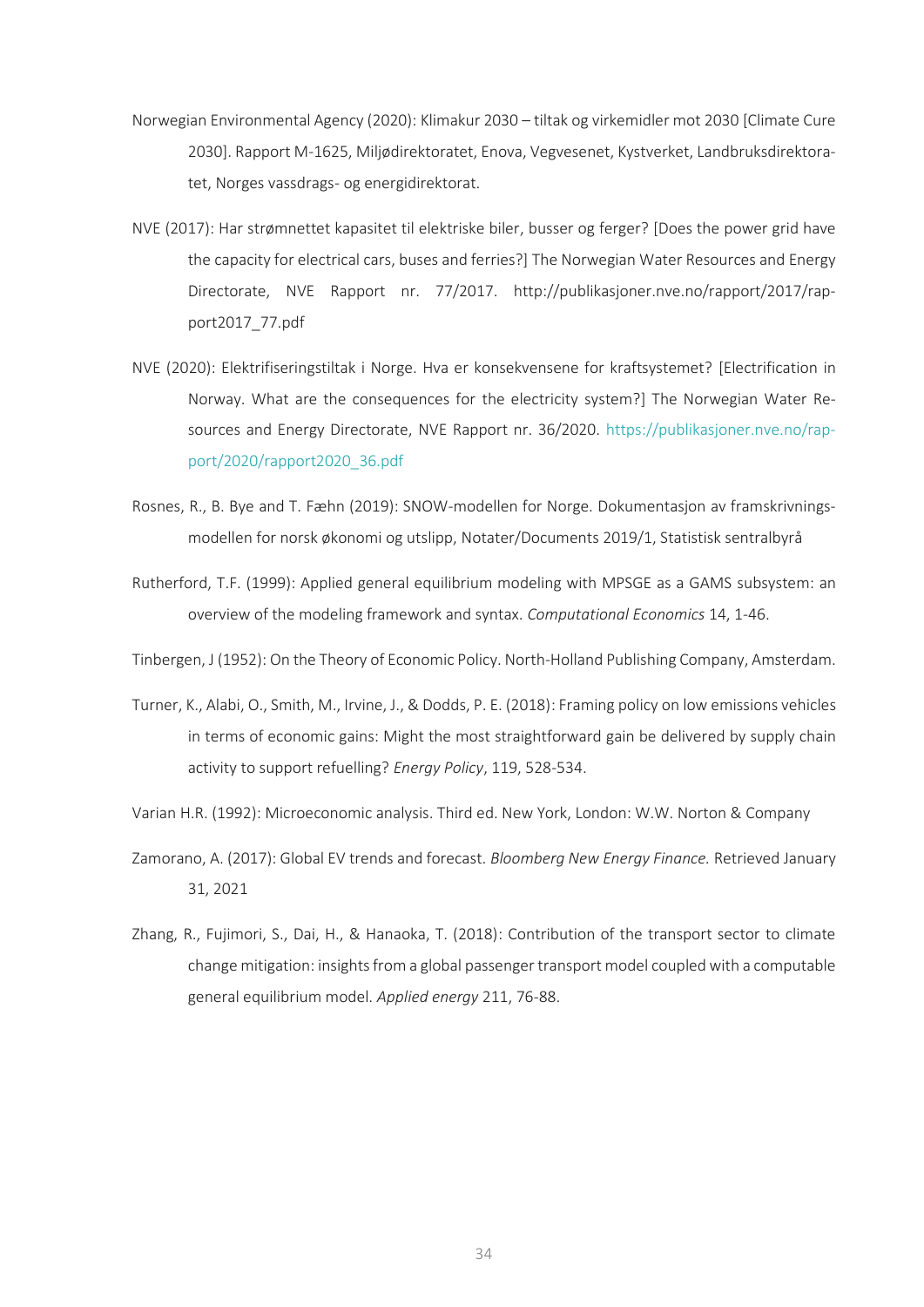Norwegian Environmental Agency (2020): Klimakur 2030 – tiltak og virkemidler mot 2030 [Climate Cure 2030]. Rapport M-1625, Miljødirektoratet, Enova, Vegvesenet, Kystverket, Landbruksdirektoratet, Norges vassdrags- og energidirektorat.

NVE (2017): Har strømnettet kapasitet til elektriske biler, busser og ferger? [Does the power grid have the capacity for electrical cars, buses and ferries?] The Norwegian Water Resources and Energy Directorate, NVE Rapport nr. 77/2017. http://publikasjoner.nve.no/rapport/2017/rapport2017_77.pdf

NVE (2020): Elektrifiseringstiltak i Norge. Hva er konsekvensene for kraftsystemet? [Electrification in Norway. What are the consequences for the electricity system?] The Norwegian Water Resources and Energy Directorate, NVE Rapport nr. 36/2020. https://publikasjoner.nve.no/rapport/2020/rapport2020_36.pdf

Rosnes, R., B. Bye and T. Fæhn (2019): SNOW-modellen for Norge. Dokumentasjon av framskrivningsmodellen for norsk økonomi og utslipp, Notater/Documents 2019/1, Statistisk sentralbyrå

Rutherford, T.F. (1999): Applied general equilibrium modeling with MPSGE as a GAMS subsystem: an overview of the modeling framework and syntax. *Computational Economics* 14, 1-46.

Tinbergen, J (1952): On the Theory of Economic Policy. North-Holland Publishing Company, Amsterdam.

Turner, K., Alabi, O., Smith, M., Irvine, J., & Dodds, P. E. (2018): Framing policy on low emissions vehicles in terms of economic gains: Might the most straightforward gain be delivered by supply chain activity to support refuelling? *Energy Policy*, 119, 528-534.

Varian H.R. (1992): Microeconomic analysis. Third ed. New York, London: W.W. Norton & Company

Zamorano, A. (2017): Global EV trends and forecast. *Bloomberg New Energy Finance.* Retrieved January 31, 2021

Zhang, R., Fujimori, S., Dai, H., & Hanaoka, T. (2018): Contribution of the transport sector to climate change mitigation: insights from a global passenger transport model coupled with a computable general equilibrium model. *Applied energy* 211, 76-88.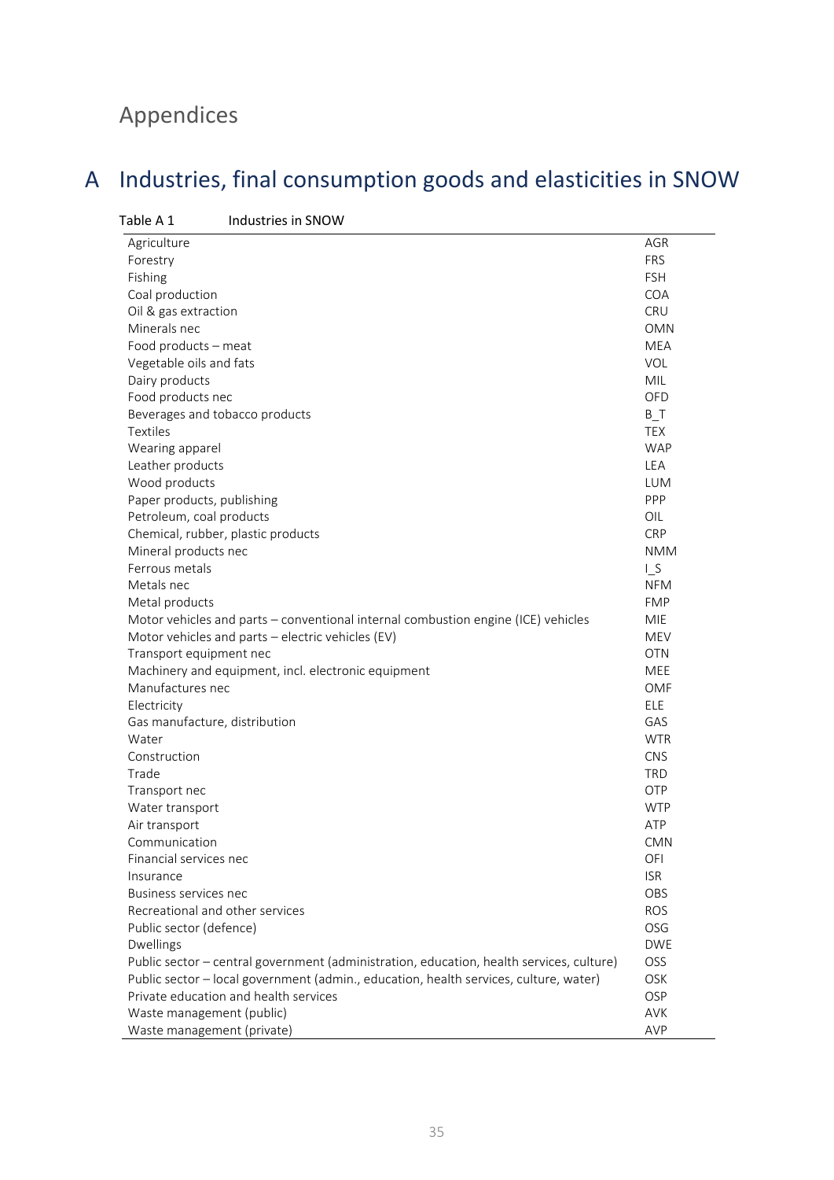# Appendices

# A Industries, final consumption goods and elasticities in SNOW

Table A 1 Industries in SNOW

| | |
|---|---|
| Agriculture | AGR |
| Forestry | FRS |
| Fishing | FSH |
| Coal production | COA |
| Oil & gas extraction | CRU |
| Minerals nec | OMN |
| Food products – meat | MEA |
| Vegetable oils and fats | VOL |
| Dairy products | MIL |
| Food products nec | OFD |
| Beverages and tobacco products | B_T |
| Textiles | TEX |
| Wearing apparel | WAP |
| Leather products | LEA |
| Wood products | LUM |
| Paper products, publishing | PPP |
| Petroleum, coal products | OIL |
| Chemical, rubber, plastic products | CRP |
| Mineral products nec | NMM |
| Ferrous metals | I_S |
| Metals nec | NFM |
| Metal products | FMP |
| Motor vehicles and parts – conventional internal combustion engine (ICE) vehicles | MIE |
| Motor vehicles and parts – electric vehicles (EV) | MEV |
| Transport equipment nec | OTN |
| Machinery and equipment, incl. electronic equipment | MEE |
| Manufactures nec | OMF |
| Electricity | ELE |
| Gas manufacture, distribution | GAS |
| Water | WTR |
| Construction | CNS |
| Trade | TRD |
| Transport nec | OTP |
| Water transport | WTP |
| Air transport | ATP |
| Communication | CMN |
| Financial services nec | OFI |
| Insurance | ISR |
| Business services nec | OBS |
| Recreational and other services | ROS |
| Public sector (defence) | OSG |
| Dwellings | DWE |
| Public sector – central government (administration, education, health services, culture) | OSS |
| Public sector – local government (admin., education, health services, culture, water) | OSK |
| Private education and health services | OSP |
| Waste management (public) | AVK |
| Waste management (private) | AVP |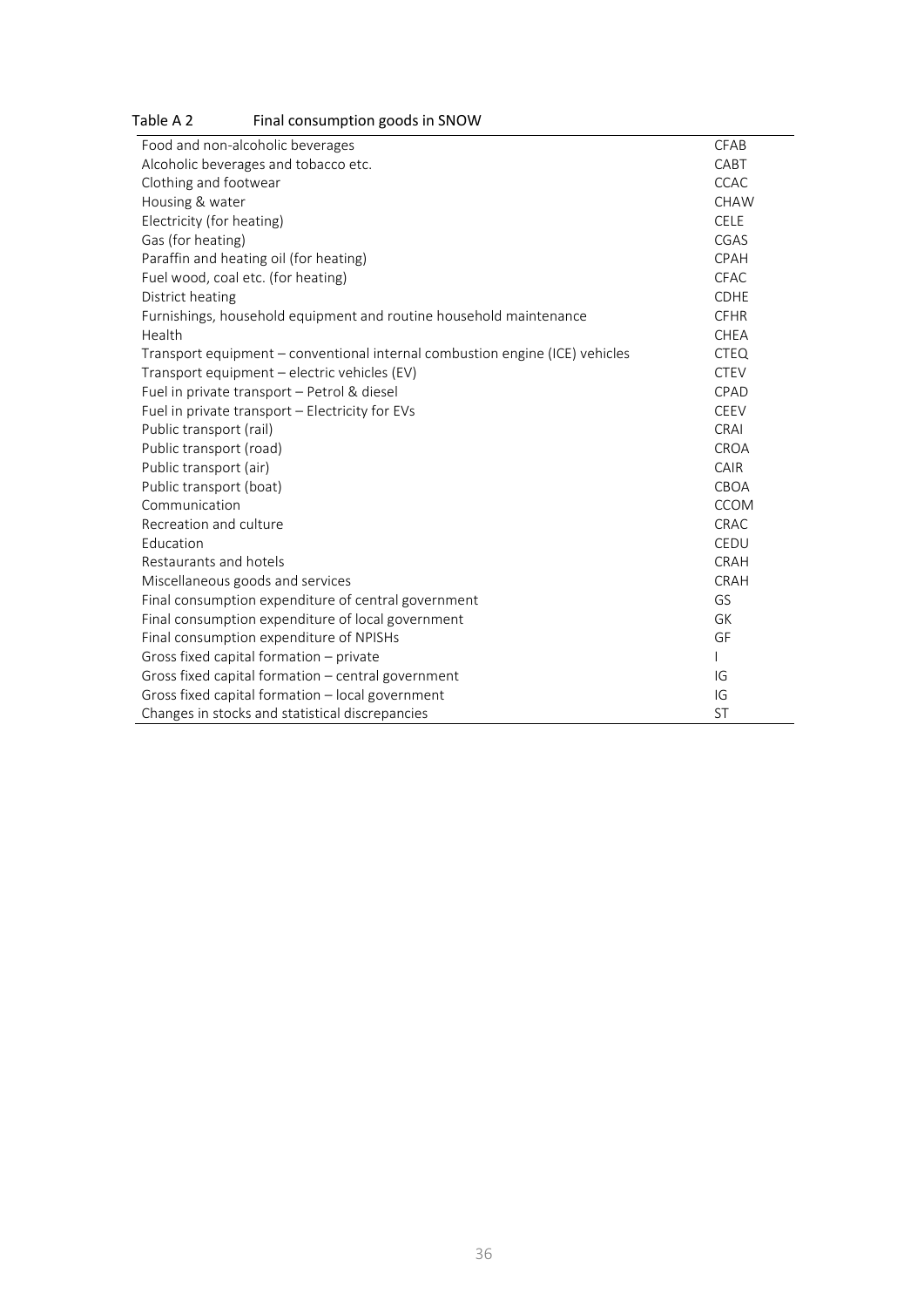Table A 2 Final consumption goods in SNOW

| | |
|---|---|
| Food and non-alcoholic beverages | CFAB |
| Alcoholic beverages and tobacco etc. | CABT |
| Clothing and footwear | CCAC |
| Housing & water | CHAW |
| Electricity (for heating) | CELE |
| Gas (for heating) | CGAS |
| Paraffin and heating oil (for heating) | CPAH |
| Fuel wood, coal etc. (for heating) | CFAC |
| District heating | CDHE |
| Furnishings, household equipment and routine household maintenance | CFHR |
| Health | CHEA |
| Transport equipment – conventional internal combustion engine (ICE) vehicles | CTEQ |
| Transport equipment – electric vehicles (EV) | CTEV |
| Fuel in private transport – Petrol & diesel | CPAD |
| Fuel in private transport – Electricity for EVs | CEEV |
| Public transport (rail) | CRAI |
| Public transport (road) | CROA |
| Public transport (air) | CAIR |
| Public transport (boat) | CBOA |
| Communication | CCOM |
| Recreation and culture | CRAC |
| Education | CEDU |
| Restaurants and hotels | CRAH |
| Miscellaneous goods and services | CRAH |
| Final consumption expenditure of central government | GS |
| Final consumption expenditure of local government | GK |
| Final consumption expenditure of NPISHs | GF |
| Gross fixed capital formation – private | I |
| Gross fixed capital formation – central government | IG |
| Gross fixed capital formation – local government | IG |
| Changes in stocks and statistical discrepancies | ST |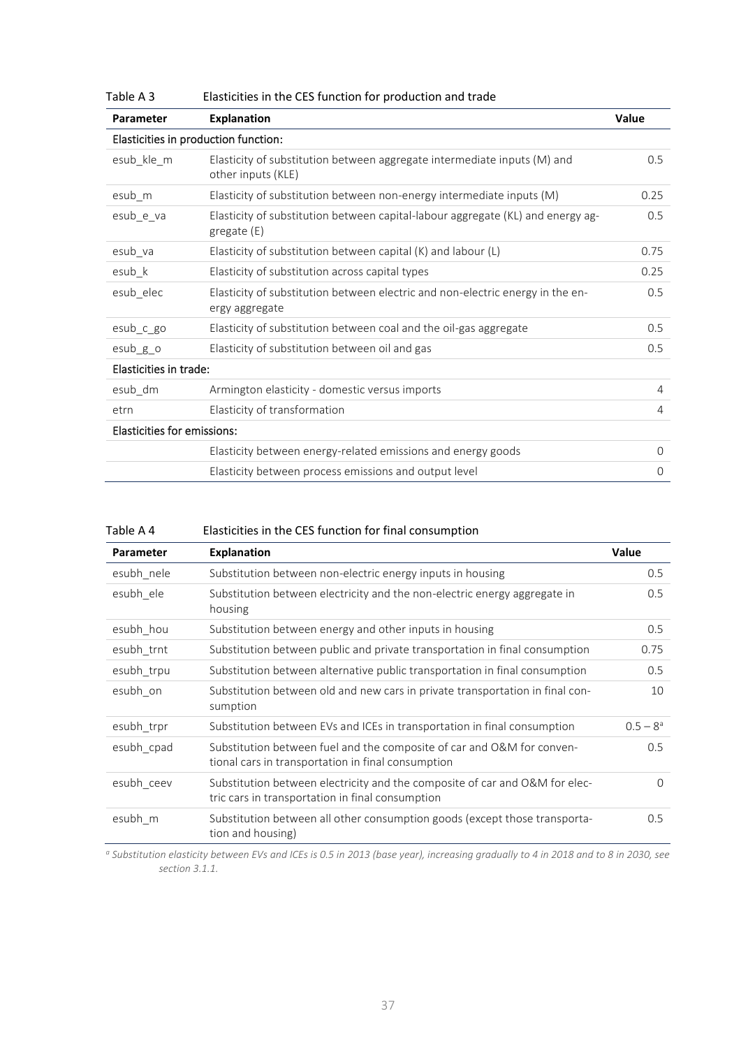Table A 3 Elasticities in the CES function for production and trade

| Parameter | Explanation | Value |
|---|---|---|
| Elasticities in production function: | | |
| esub_kle_m | Elasticity of substitution between aggregate intermediate inputs (M) and other inputs (KLE) | 0.5 |
| esub_m | Elasticity of substitution between non-energy intermediate inputs (M) | 0.25 |
| esub_e_va | Elasticity of substitution between capital-labour aggregate (KL) and energy aggregate (E) | 0.5 |
| esub_va | Elasticity of substitution between capital (K) and labour (L) | 0.75 |
| esub_k | Elasticity of substitution across capital types | 0.25 |
| esub_elec | Elasticity of substitution between electric and non-electric energy in the energy aggregate | 0.5 |
| esub_c_go | Elasticity of substitution between coal and the oil-gas aggregate | 0.5 |
| esub_g_o | Elasticity of substitution between oil and gas | 0.5 |
| Elasticities in trade: | | |
| esub_dm | Armington elasticity - domestic versus imports | 4 |
| etrn | Elasticity of transformation | 4 |
| Elasticities for emissions: | | |
| | Elasticity between energy-related emissions and energy goods | 0 |
| | Elasticity between process emissions and output level | 0 |

Table A 4 Elasticities in the CES function for final consumption

| Parameter | Explanation | Value |
|---|---|---|
| esubh_nele | Substitution between non-electric energy inputs in housing | 0.5 |
| esubh_ele | Substitution between electricity and the non-electric energy aggregate in housing | 0.5 |
| esubh_hou | Substitution between energy and other inputs in housing | 0.5 |
| esubh_trnt | Substitution between public and private transportation in final consumption | 0.75 |
| esubh_trpu | Substitution between alternative public transportation in final consumption | 0.5 |
| esubh_on | Substitution between old and new cars in private transportation in final consumption | 10 |
| esubh_trpr | Substitution between EVs and ICEs in transportation in final consumption | 0.5 – 8[a] |
| esubh_cpad | Substitution between fuel and the composite of car and O&M for conventional cars in transportation in final consumption | 0.5 |
| esubh_ceev | Substitution between electricity and the composite of car and O&M for electric cars in transportation in final consumption | 0 |
| esubh_m | Substitution between all other consumption goods (except those transportation and housing) | 0.5 |

*[a] Substitution elasticity between EVs and ICEs is 0.5 in 2013 (base year), increasing gradually to 4 in 2018 and to 8 in 2030, see section 3.1.1.*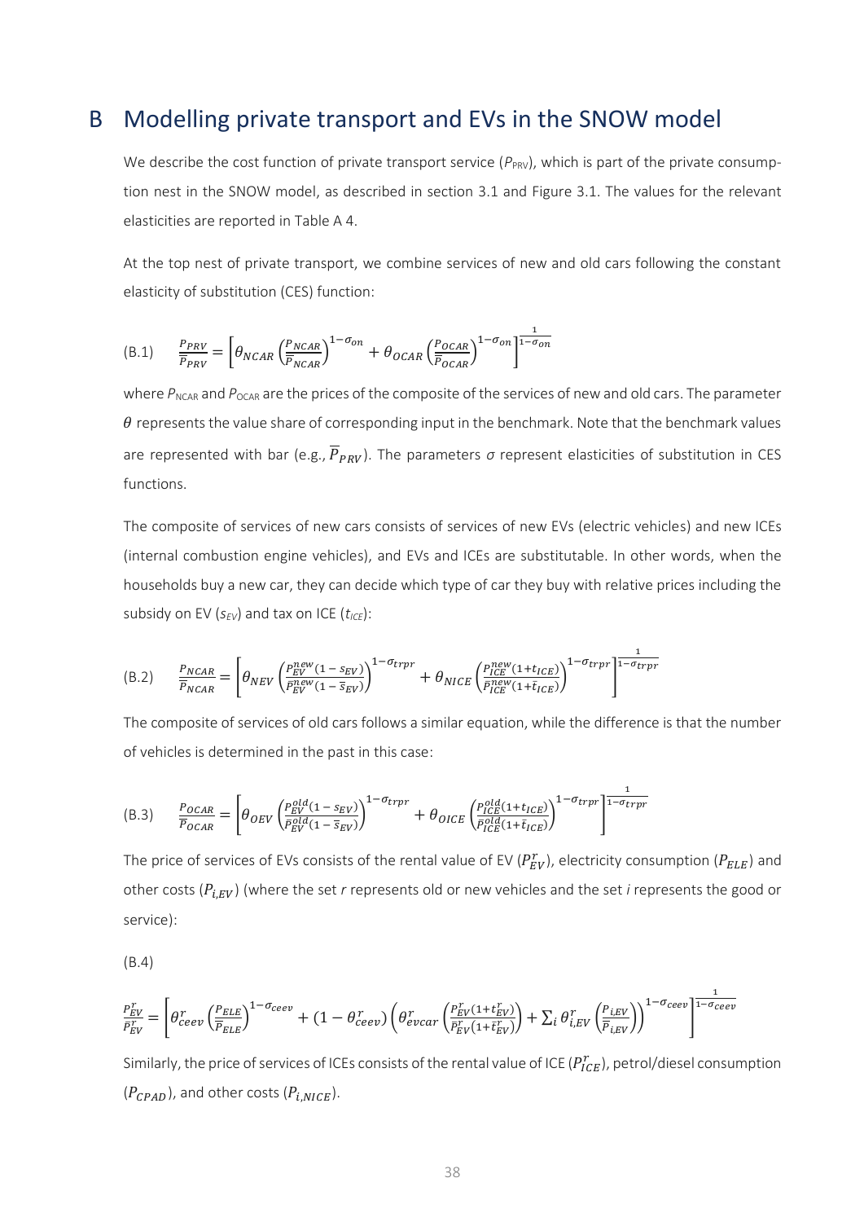# B Modelling private transport and EVs in the SNOW model

We describe the cost function of private transport service ($P_{PRV}$), which is part of the private consumption nest in the SNOW model, as described in section 3.1 and Figure 3.1. The values for the relevant elasticities are reported in Table A 4.

At the top nest of private transport, we combine services of new and old cars following the constant elasticity of substitution (CES) function:

$$\text{(B.1)} \qquad \frac{P_{PRV}}{\overline{P}_{PRV}} = \left[\theta_{NCAR}\left(\frac{P_{NCAR}}{\overline{P}_{NCAR}}\right)^{1-\sigma_{on}} + \theta_{OCAR}\left(\frac{P_{OCAR}}{\overline{P}_{OCAR}}\right)^{1-\sigma_{on}}\right]^{\frac{1}{1-\sigma_{on}}}$$

where $P_{NCAR}$ and $P_{OCAR}$ are the prices of the composite of the services of new and old cars. The parameter $\theta$ represents the value share of corresponding input in the benchmark. Note that the benchmark values are represented with bar (e.g., $\overline{P}_{PRV}$). The parameters $\sigma$ represent elasticities of substitution in CES functions.

The composite of services of new cars consists of services of new EVs (electric vehicles) and new ICEs (internal combustion engine vehicles), and EVs and ICEs are substitutable. In other words, when the households buy a new car, they can decide which type of car they buy with relative prices including the subsidy on EV ($s_{EV}$) and tax on ICE ($t_{ICE}$):

$$\text{(B.2)} \qquad \frac{P_{NCAR}}{\overline{P}_{NCAR}} = \left[\theta_{NEV}\left(\frac{P_{EV}^{new}(1-s_{EV})}{\overline{P}_{EV}^{new}(1-\bar{s}_{EV})}\right)^{1-\sigma_{trpr}} + \theta_{NICE}\left(\frac{P_{ICE}^{new}(1+t_{ICE})}{\overline{P}_{ICE}^{new}(1+\bar{t}_{ICE})}\right)^{1-\sigma_{trpr}}\right]^{\frac{1}{1-\sigma_{trpr}}}$$

The composite of services of old cars follows a similar equation, while the difference is that the number of vehicles is determined in the past in this case:

$$\text{(B.3)} \qquad \frac{P_{OCAR}}{\overline{P}_{OCAR}} = \left[\theta_{OEV}\left(\frac{P_{EV}^{old}(1-s_{EV})}{\overline{P}_{EV}^{old}(1-\bar{s}_{EV})}\right)^{1-\sigma_{trpr}} + \theta_{OICE}\left(\frac{P_{ICE}^{old}(1+t_{ICE})}{\overline{P}_{ICE}^{old}(1+\bar{t}_{ICE})}\right)^{1-\sigma_{trpr}}\right]^{\frac{1}{1-\sigma_{trpr}}}$$

The price of services of EVs consists of the rental value of EV ($P_{EV}^{r}$), electricity consumption ($P_{ELE}$) and other costs ($P_{i,EV}$) (where the set *r* represents old or new vehicles and the set *i* represents the good or service):

(B.4)

$$\frac{P_{EV}^{r}}{\overline{P}_{EV}^{r}} = \left[\theta_{ceev}^{r}\left(\frac{P_{ELE}}{\overline{P}_{ELE}}\right)^{1-\sigma_{ceev}} + (1-\theta_{ceev}^{r})\left(\theta_{evcar}^{r}\left(\frac{P_{EV}^{r}(1+t_{EV}^{r})}{\overline{P}_{EV}^{r}(1+\bar{t}_{EV}^{r})}\right) + \sum_{i}\theta_{i,EV}^{r}\left(\frac{P_{i,EV}}{\overline{P}_{i,EV}}\right)\right)^{1-\sigma_{ceev}}\right]^{\frac{1}{1-\sigma_{ceev}}}$$

Similarly, the price of services of ICEs consists of the rental value of ICE ($P_{ICE}^{r}$), petrol/diesel consumption ($P_{CPAD}$), and other costs ($P_{i,NICE}$).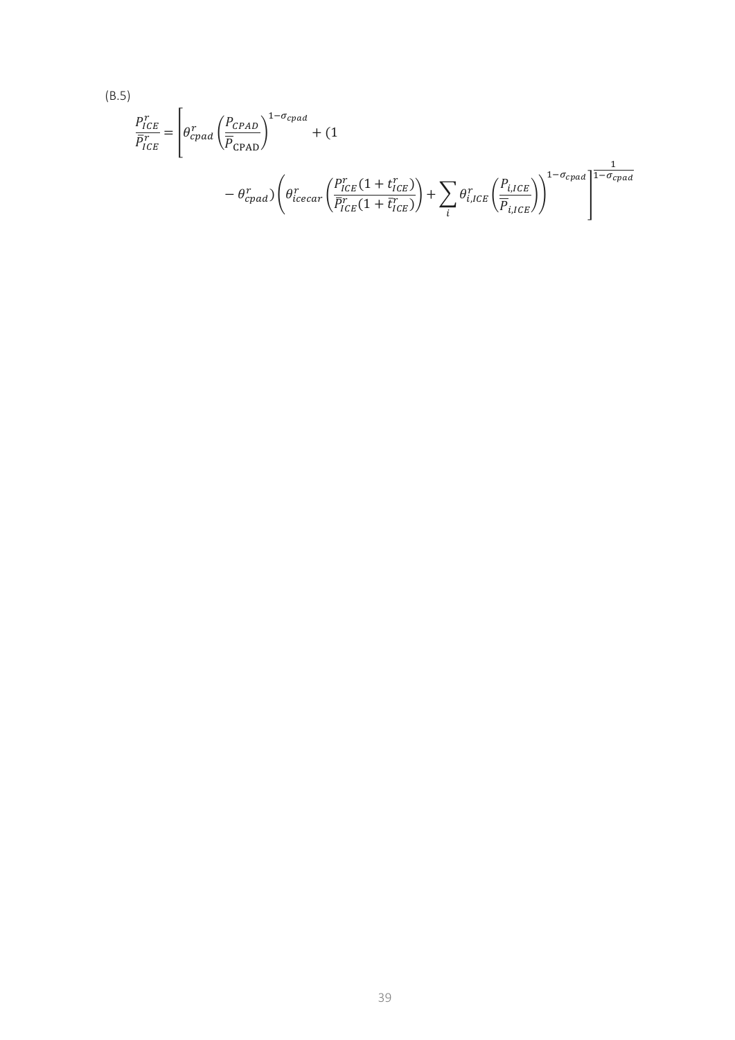(B.5)

$$\frac{P_{ICE}^{r}}{\bar{P}_{ICE}^{r}} = \left[\theta_{cpad}^{r}\left(\frac{P_{CPAD}}{\bar{P}_{\text{CPAD}}}\right)^{1-\sigma_{cpad}} + (1 - \theta_{cpad}^{r})\left(\theta_{icecar}^{r}\left(\frac{P_{ICE}^{r}(1+t_{ICE}^{r})}{\bar{P}_{ICE}^{r}(1+\bar{t}_{ICE}^{r})}\right) + \sum_{i}\theta_{i,ICE}^{r}\left(\frac{P_{i,ICE}}{\bar{P}_{i,ICE}}\right)\right)^{1-\sigma_{cpad}}\right]^{\frac{1}{1-\sigma_{cpad}}}$$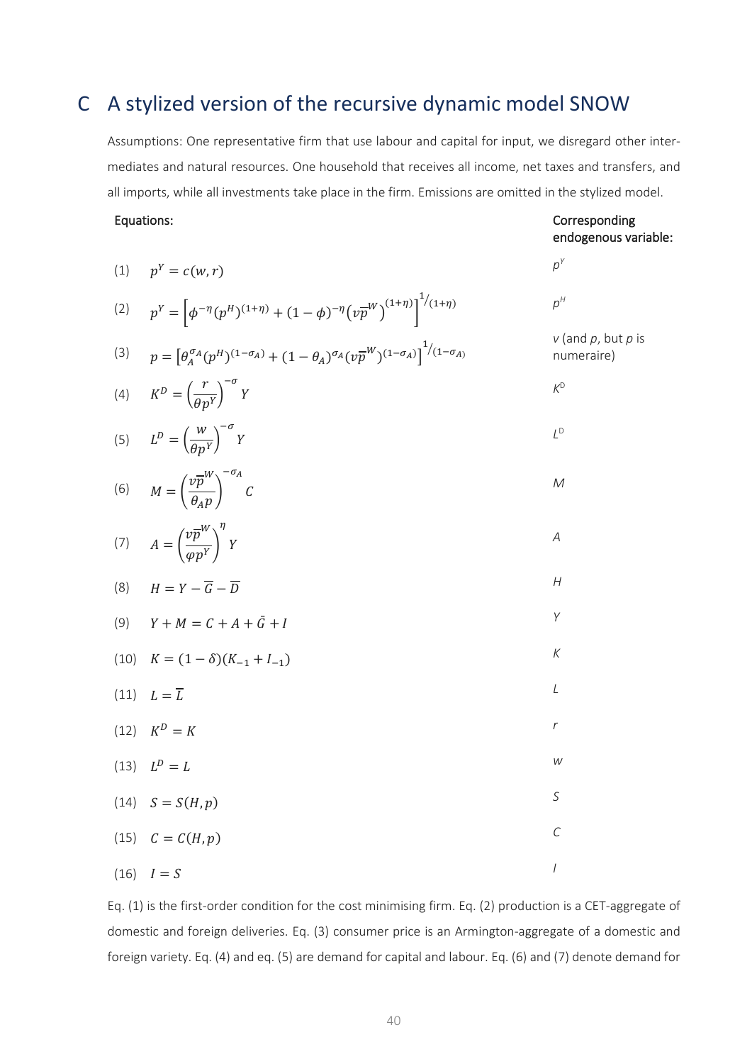# C A stylized version of the recursive dynamic model SNOW

Assumptions: One representative firm that use labour and capital for input, we disregard other intermediates and natural resources. One household that receives all income, net taxes and transfers, and all imports, while all investments take place in the firm. Emissions are omitted in the stylized model.

| Equations: | Corresponding endogenous variable: |
|---|---|
| (1) $p^Y = c(w,r)$ | $p^Y$ |
| (2) $p^Y = \left[\phi^{-\eta}(p^H)^{(1+\eta)} + (1-\phi)^{-\eta}\left(v\overline{p}^W\right)^{(1+\eta)}\right]^{1/(1+\eta)}$ | $p^H$ |
| (3) $p = \left[\theta_A^{\sigma_A}(p^H)^{(1-\sigma_A)} + (1-\theta_A)^{\sigma_A}(v\overline{p}^W)^{(1-\sigma_A)}\right]^{1/(1-\sigma_A)}$ | $v$ (and $p$, but $p$ is numeraire) |
| (4) $K^D = \left(\frac{r}{\theta p^Y}\right)^{-\sigma} Y$ | $K^D$ |
| (5) $L^D = \left(\frac{w}{\theta p^Y}\right)^{-\sigma} Y$ | $L^D$ |
| (6) $M = \left(\frac{v\overline{p}^W}{\theta_A p}\right)^{-\sigma_A} C$ | $M$ |
| (7) $A = \left(\frac{v\overline{p}^W}{\varphi p^Y}\right)^{\eta} Y$ | $A$ |
| (8) $H = Y - \overline{G} - \overline{D}$ | $H$ |
| (9) $Y + M = C + A + \bar{G} + I$ | $Y$ |
| (10) $K = (1-\delta)(K_{-1} + I_{-1})$ | $K$ |
| (11) $L = \overline{L}$ | $L$ |
| (12) $K^D = K$ | $r$ |
| (13) $L^D = L$ | $w$ |
| (14) $S = S(H,p)$ | $S$ |
| (15) $C = C(H,p)$ | $C$ |
| (16) $I = S$ | $I$ |

Eq. (1) is the first-order condition for the cost minimising firm. Eq. (2) production is a CET-aggregate of domestic and foreign deliveries. Eq. (3) consumer price is an Armington-aggregate of a domestic and foreign variety. Eq. (4) and eq. (5) are demand for capital and labour. Eq. (6) and (7) denote demand for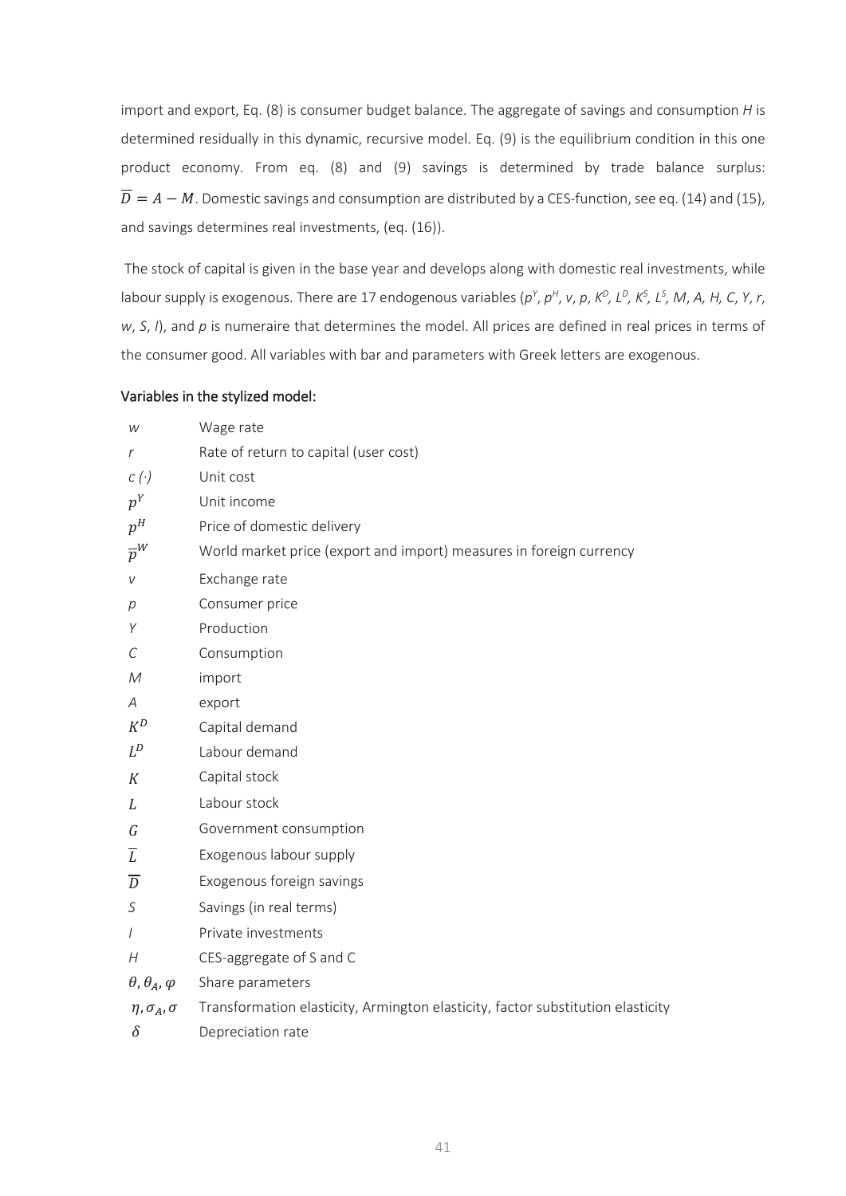import and export, Eq. (8) is consumer budget balance. The aggregate of savings and consumption *H* is determined residually in this dynamic, recursive model. Eq. (9) is the equilibrium condition in this one product economy. From eq. (8) and (9) savings is determined by trade balance surplus: $\overline{D} = A - M$. Domestic savings and consumption are distributed by a CES-function, see eq. (14) and (15), and savings determines real investments, (eq. (16)).

The stock of capital is given in the base year and develops along with domestic real investments, while labour supply is exogenous. There are 17 endogenous variables ($p^Y$, $p^H$, $v$, $p$, $K^D$, $L^D$, $K^S$, $L^S$, $M$, $A$, $H$, $C$, $Y$, $r$, $w$, $S$, $I$), and $p$ is numeraire that determines the model. All prices are defined in real prices in terms of the consumer good. All variables with bar and parameters with Greek letters are exogenous.

### Variables in the stylized model:

| | |
|---|---|
| $w$ | Wage rate |
| $r$ | Rate of return to capital (user cost) |
| $c\,(\cdot)$ | Unit cost |
| $p^Y$ | Unit income |
| $p^H$ | Price of domestic delivery |
| $\overline{p}^W$ | World market price (export and import) measures in foreign currency |
| $v$ | Exchange rate |
| $p$ | Consumer price |
| $Y$ | Production |
| $C$ | Consumption |
| $M$ | import |
| $A$ | export |
| $K^D$ | Capital demand |
| $L^D$ | Labour demand |
| $K$ | Capital stock |
| $L$ | Labour stock |
| $G$ | Government consumption |
| $\overline{L}$ | Exogenous labour supply |
| $\overline{D}$ | Exogenous foreign savings |
| $S$ | Savings (in real terms) |
| $I$ | Private investments |
| $H$ | CES-aggregate of S and C |
| $\theta, \theta_A, \varphi$ | Share parameters |
| $\eta, \sigma_A, \sigma$ | Transformation elasticity, Armington elasticity, factor substitution elasticity |
| $\delta$ | Depreciation rate |